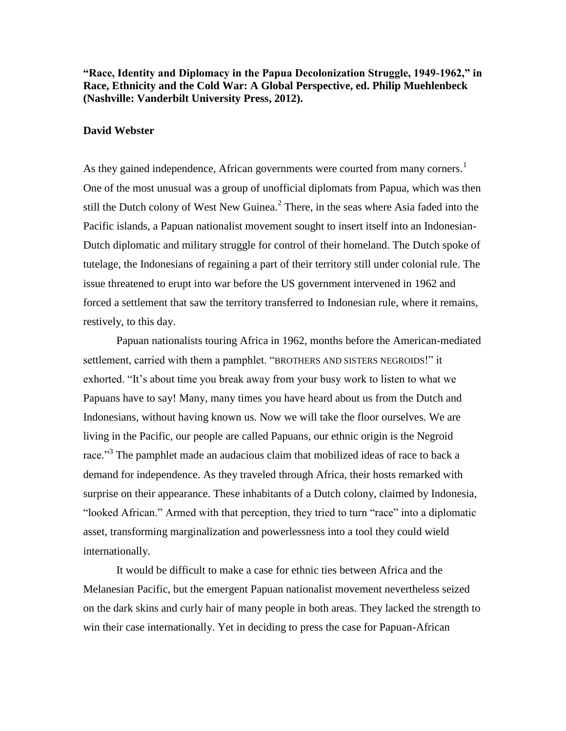**"Race, Identity and Diplomacy in the Papua Decolonization Struggle, 1949-1962," in Race, Ethnicity and the Cold War: A Global Perspective, ed. Philip Muehlenbeck (Nashville: Vanderbilt University Press, 2012).**

**David Webster**

As they gained independence, African governments were courted from many corners.[1] One of the most unusual was a group of unofficial diplomats from Papua, which was then still the Dutch colony of West New Guinea.[2] There, in the seas where Asia faded into the Pacific islands, a Papuan nationalist movement sought to insert itself into an Indonesian-Dutch diplomatic and military struggle for control of their homeland. The Dutch spoke of tutelage, the Indonesians of regaining a part of their territory still under colonial rule. The issue threatened to erupt into war before the US government intervened in 1962 and forced a settlement that saw the territory transferred to Indonesian rule, where it remains, restively, to this day.

Papuan nationalists touring Africa in 1962, months before the American-mediated settlement, carried with them a pamphlet. "BROTHERS AND SISTERS NEGROIDS!" it exhorted. "It's about time you break away from your busy work to listen to what we Papuans have to say! Many, many times you have heard about us from the Dutch and Indonesians, without having known us. Now we will take the floor ourselves. We are living in the Pacific, our people are called Papuans, our ethnic origin is the Negroid race."[3] The pamphlet made an audacious claim that mobilized ideas of race to back a demand for independence. As they traveled through Africa, their hosts remarked with surprise on their appearance. These inhabitants of a Dutch colony, claimed by Indonesia, "looked African." Armed with that perception, they tried to turn "race" into a diplomatic asset, transforming marginalization and powerlessness into a tool they could wield internationally.

It would be difficult to make a case for ethnic ties between Africa and the Melanesian Pacific, but the emergent Papuan nationalist movement nevertheless seized on the dark skins and curly hair of many people in both areas. They lacked the strength to win their case internationally. Yet in deciding to press the case for Papuan-African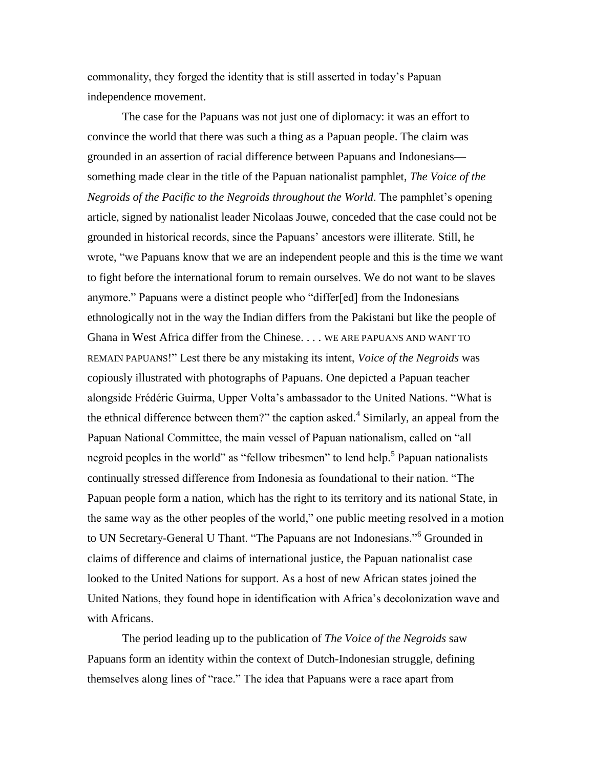commonality, they forged the identity that is still asserted in today's Papuan independence movement.

The case for the Papuans was not just one of diplomacy: it was an effort to convince the world that there was such a thing as a Papuan people. The claim was grounded in an assertion of racial difference between Papuans and Indonesians—something made clear in the title of the Papuan nationalist pamphlet, *The Voice of the Negroids of the Pacific to the Negroids throughout the World*. The pamphlet's opening article, signed by nationalist leader Nicolaas Jouwe, conceded that the case could not be grounded in historical records, since the Papuans' ancestors were illiterate. Still, he wrote, "we Papuans know that we are an independent people and this is the time we want to fight before the international forum to remain ourselves. We do not want to be slaves anymore." Papuans were a distinct people who "differ[ed] from the Indonesians ethnologically not in the way the Indian differs from the Pakistani but like the people of Ghana in West Africa differ from the Chinese. . . . WE ARE PAPUANS AND WANT TO REMAIN PAPUANS!" Lest there be any mistaking its intent, *Voice of the Negroids* was copiously illustrated with photographs of Papuans. One depicted a Papuan teacher alongside Frédéric Guirma, Upper Volta's ambassador to the United Nations. "What is the ethnical difference between them?" the caption asked.[4] Similarly, an appeal from the Papuan National Committee, the main vessel of Papuan nationalism, called on "all negroid peoples in the world" as "fellow tribesmen" to lend help.[5] Papuan nationalists continually stressed difference from Indonesia as foundational to their nation. "The Papuan people form a nation, which has the right to its territory and its national State, in the same way as the other peoples of the world," one public meeting resolved in a motion to UN Secretary-General U Thant. "The Papuans are not Indonesians."[6] Grounded in claims of difference and claims of international justice, the Papuan nationalist case looked to the United Nations for support. As a host of new African states joined the United Nations, they found hope in identification with Africa's decolonization wave and with Africans.

The period leading up to the publication of *The Voice of the Negroids* saw Papuans form an identity within the context of Dutch-Indonesian struggle, defining themselves along lines of "race." The idea that Papuans were a race apart from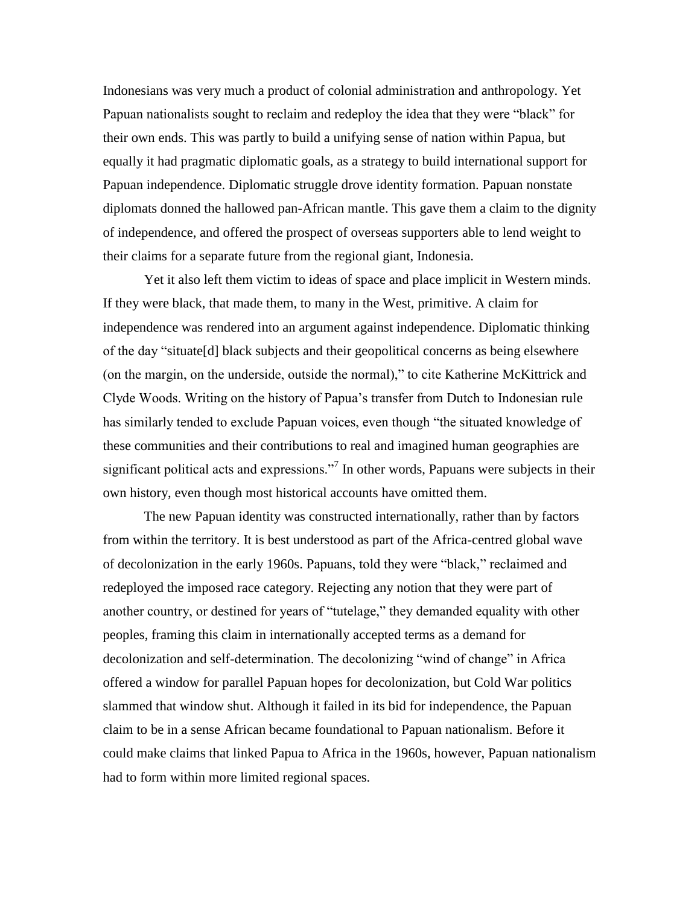Indonesians was very much a product of colonial administration and anthropology. Yet Papuan nationalists sought to reclaim and redeploy the idea that they were "black" for their own ends. This was partly to build a unifying sense of nation within Papua, but equally it had pragmatic diplomatic goals, as a strategy to build international support for Papuan independence. Diplomatic struggle drove identity formation. Papuan nonstate diplomats donned the hallowed pan-African mantle. This gave them a claim to the dignity of independence, and offered the prospect of overseas supporters able to lend weight to their claims for a separate future from the regional giant, Indonesia.

Yet it also left them victim to ideas of space and place implicit in Western minds. If they were black, that made them, to many in the West, primitive. A claim for independence was rendered into an argument against independence. Diplomatic thinking of the day "situate[d] black subjects and their geopolitical concerns as being elsewhere (on the margin, on the underside, outside the normal)," to cite Katherine McKittrick and Clyde Woods. Writing on the history of Papua's transfer from Dutch to Indonesian rule has similarly tended to exclude Papuan voices, even though "the situated knowledge of these communities and their contributions to real and imagined human geographies are significant political acts and expressions."[7] In other words, Papuans were subjects in their own history, even though most historical accounts have omitted them.

The new Papuan identity was constructed internationally, rather than by factors from within the territory. It is best understood as part of the Africa-centred global wave of decolonization in the early 1960s. Papuans, told they were "black," reclaimed and redeployed the imposed race category. Rejecting any notion that they were part of another country, or destined for years of "tutelage," they demanded equality with other peoples, framing this claim in internationally accepted terms as a demand for decolonization and self-determination. The decolonizing "wind of change" in Africa offered a window for parallel Papuan hopes for decolonization, but Cold War politics slammed that window shut. Although it failed in its bid for independence, the Papuan claim to be in a sense African became foundational to Papuan nationalism. Before it could make claims that linked Papua to Africa in the 1960s, however, Papuan nationalism had to form within more limited regional spaces.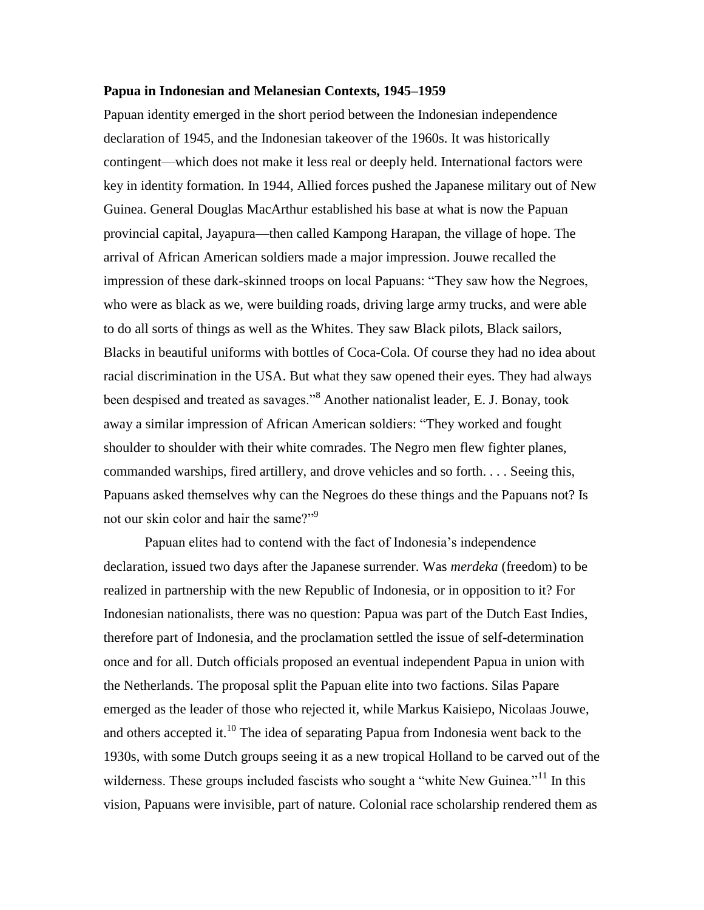**Papua in Indonesian and Melanesian Contexts, 1945–1959**

Papuan identity emerged in the short period between the Indonesian independence declaration of 1945, and the Indonesian takeover of the 1960s. It was historically contingent—which does not make it less real or deeply held. International factors were key in identity formation. In 1944, Allied forces pushed the Japanese military out of New Guinea. General Douglas MacArthur established his base at what is now the Papuan provincial capital, Jayapura—then called Kampong Harapan, the village of hope. The arrival of African American soldiers made a major impression. Jouwe recalled the impression of these dark-skinned troops on local Papuans: "They saw how the Negroes, who were as black as we, were building roads, driving large army trucks, and were able to do all sorts of things as well as the Whites. They saw Black pilots, Black sailors, Blacks in beautiful uniforms with bottles of Coca-Cola. Of course they had no idea about racial discrimination in the USA. But what they saw opened their eyes. They had always been despised and treated as savages."[8] Another nationalist leader, E. J. Bonay, took away a similar impression of African American soldiers: "They worked and fought shoulder to shoulder with their white comrades. The Negro men flew fighter planes, commanded warships, fired artillery, and drove vehicles and so forth. . . . Seeing this, Papuans asked themselves why can the Negroes do these things and the Papuans not? Is not our skin color and hair the same?"[9]

Papuan elites had to contend with the fact of Indonesia's independence declaration, issued two days after the Japanese surrender. Was *merdeka* (freedom) to be realized in partnership with the new Republic of Indonesia, or in opposition to it? For Indonesian nationalists, there was no question: Papua was part of the Dutch East Indies, therefore part of Indonesia, and the proclamation settled the issue of self-determination once and for all. Dutch officials proposed an eventual independent Papua in union with the Netherlands. The proposal split the Papuan elite into two factions. Silas Papare emerged as the leader of those who rejected it, while Markus Kaisiepo, Nicolaas Jouwe, and others accepted it.[10] The idea of separating Papua from Indonesia went back to the 1930s, with some Dutch groups seeing it as a new tropical Holland to be carved out of the wilderness. These groups included fascists who sought a "white New Guinea."[11] In this vision, Papuans were invisible, part of nature. Colonial race scholarship rendered them as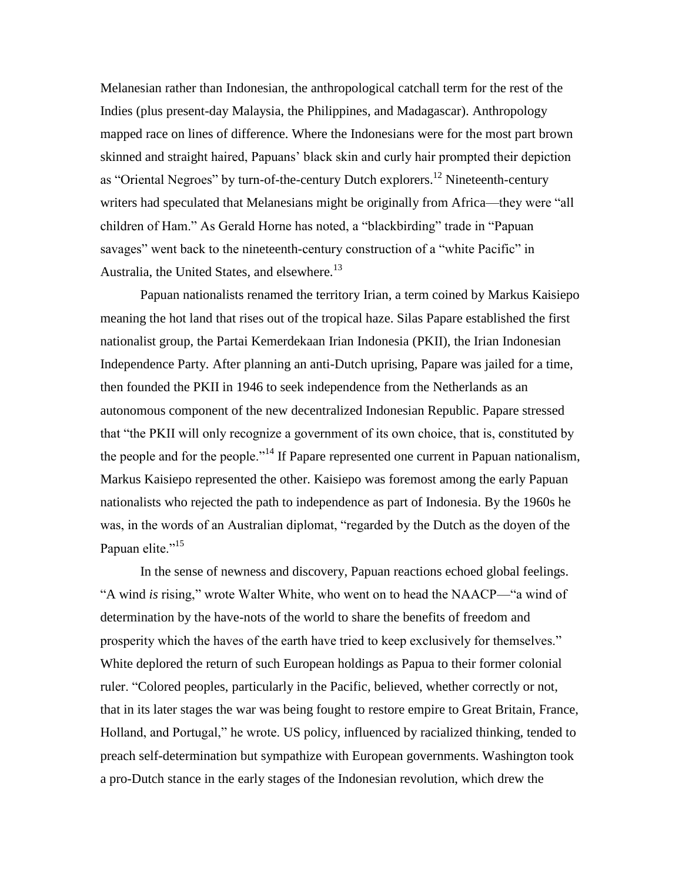Melanesian rather than Indonesian, the anthropological catchall term for the rest of the Indies (plus present-day Malaysia, the Philippines, and Madagascar). Anthropology mapped race on lines of difference. Where the Indonesians were for the most part brown skinned and straight haired, Papuans' black skin and curly hair prompted their depiction as "Oriental Negroes" by turn-of-the-century Dutch explorers.[12] Nineteenth-century writers had speculated that Melanesians might be originally from Africa—they were "all children of Ham." As Gerald Horne has noted, a "blackbirding" trade in "Papuan savages" went back to the nineteenth-century construction of a "white Pacific" in Australia, the United States, and elsewhere.[13]

Papuan nationalists renamed the territory Irian, a term coined by Markus Kaisiepo meaning the hot land that rises out of the tropical haze. Silas Papare established the first nationalist group, the Partai Kemerdekaan Irian Indonesia (PKII), the Irian Indonesian Independence Party. After planning an anti-Dutch uprising, Papare was jailed for a time, then founded the PKII in 1946 to seek independence from the Netherlands as an autonomous component of the new decentralized Indonesian Republic. Papare stressed that "the PKII will only recognize a government of its own choice, that is, constituted by the people and for the people."[14] If Papare represented one current in Papuan nationalism, Markus Kaisiepo represented the other. Kaisiepo was foremost among the early Papuan nationalists who rejected the path to independence as part of Indonesia. By the 1960s he was, in the words of an Australian diplomat, "regarded by the Dutch as the doyen of the Papuan elite."[15]

In the sense of newness and discovery, Papuan reactions echoed global feelings. "A wind *is* rising," wrote Walter White, who went on to head the NAACP—"a wind of determination by the have-nots of the world to share the benefits of freedom and prosperity which the haves of the earth have tried to keep exclusively for themselves." White deplored the return of such European holdings as Papua to their former colonial ruler. "Colored peoples, particularly in the Pacific, believed, whether correctly or not, that in its later stages the war was being fought to restore empire to Great Britain, France, Holland, and Portugal," he wrote. US policy, influenced by racialized thinking, tended to preach self-determination but sympathize with European governments. Washington took a pro-Dutch stance in the early stages of the Indonesian revolution, which drew the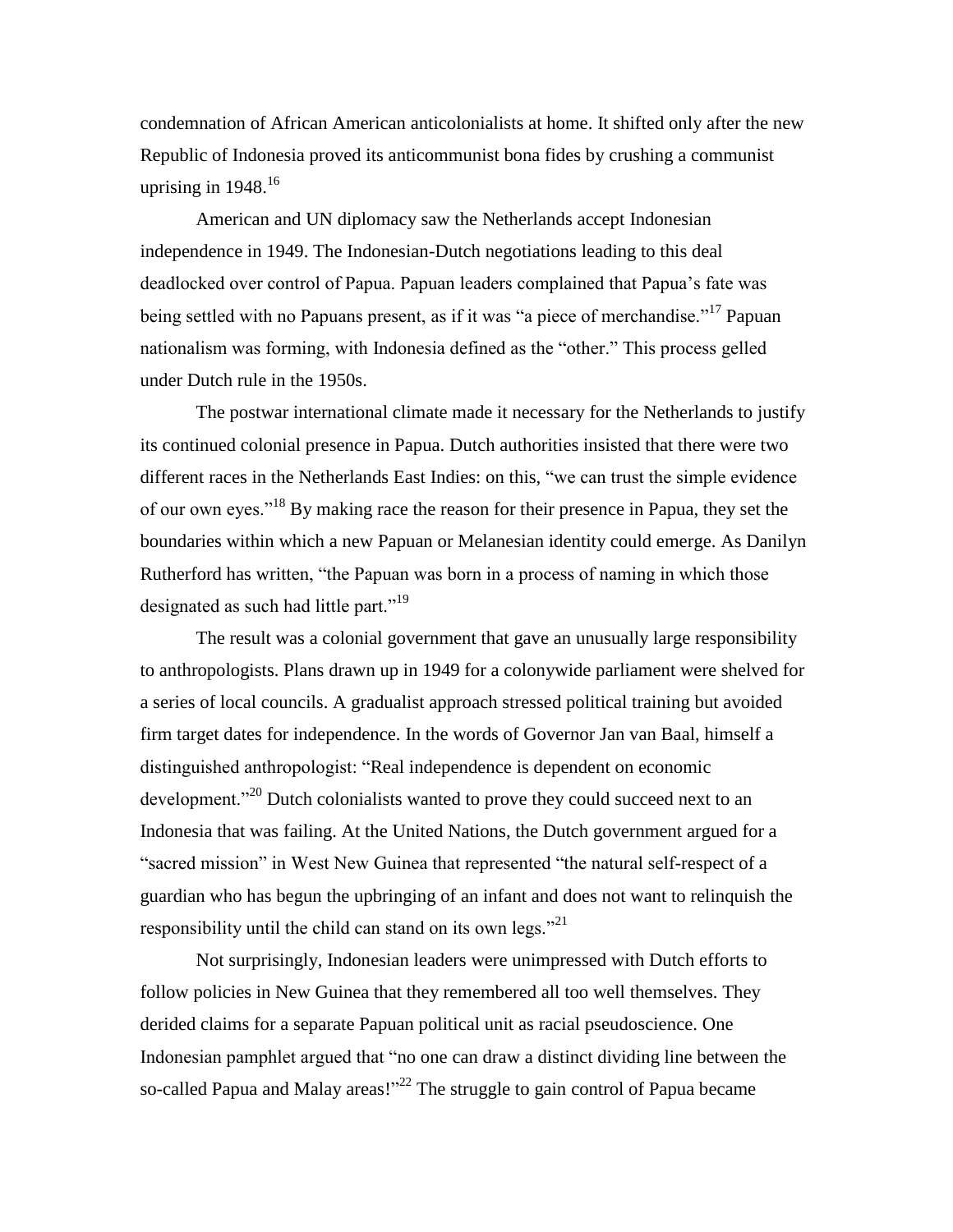condemnation of African American anticolonialists at home. It shifted only after the new Republic of Indonesia proved its anticommunist bona fides by crushing a communist uprising in 1948.[16]

American and UN diplomacy saw the Netherlands accept Indonesian independence in 1949. The Indonesian-Dutch negotiations leading to this deal deadlocked over control of Papua. Papuan leaders complained that Papua's fate was being settled with no Papuans present, as if it was "a piece of merchandise."[17] Papuan nationalism was forming, with Indonesia defined as the "other." This process gelled under Dutch rule in the 1950s.

The postwar international climate made it necessary for the Netherlands to justify its continued colonial presence in Papua. Dutch authorities insisted that there were two different races in the Netherlands East Indies: on this, "we can trust the simple evidence of our own eyes."[18] By making race the reason for their presence in Papua, they set the boundaries within which a new Papuan or Melanesian identity could emerge. As Danilyn Rutherford has written, "the Papuan was born in a process of naming in which those designated as such had little part."[19]

The result was a colonial government that gave an unusually large responsibility to anthropologists. Plans drawn up in 1949 for a colonywide parliament were shelved for a series of local councils. A gradualist approach stressed political training but avoided firm target dates for independence. In the words of Governor Jan van Baal, himself a distinguished anthropologist: "Real independence is dependent on economic development."[20] Dutch colonialists wanted to prove they could succeed next to an Indonesia that was failing. At the United Nations, the Dutch government argued for a "sacred mission" in West New Guinea that represented "the natural self-respect of a guardian who has begun the upbringing of an infant and does not want to relinquish the responsibility until the child can stand on its own legs."[21]

Not surprisingly, Indonesian leaders were unimpressed with Dutch efforts to follow policies in New Guinea that they remembered all too well themselves. They derided claims for a separate Papuan political unit as racial pseudoscience. One Indonesian pamphlet argued that "no one can draw a distinct dividing line between the so-called Papua and Malay areas!"[22] The struggle to gain control of Papua became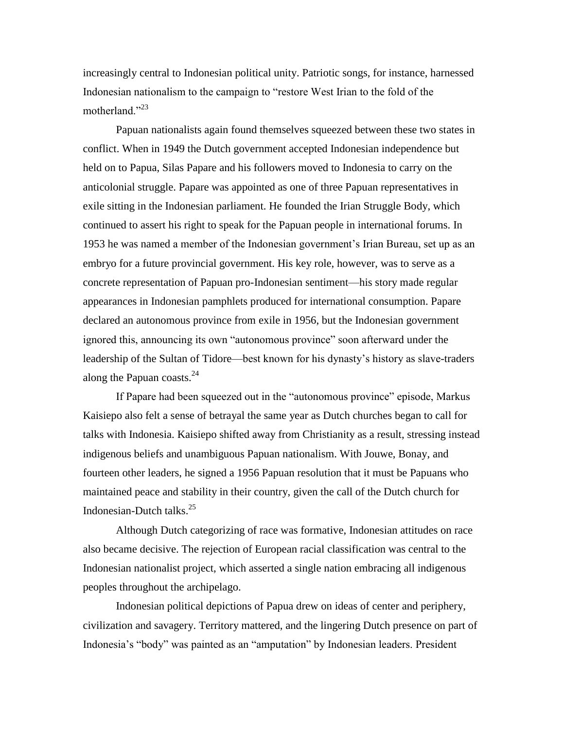increasingly central to Indonesian political unity. Patriotic songs, for instance, harnessed Indonesian nationalism to the campaign to "restore West Irian to the fold of the motherland."[23]

Papuan nationalists again found themselves squeezed between these two states in conflict. When in 1949 the Dutch government accepted Indonesian independence but held on to Papua, Silas Papare and his followers moved to Indonesia to carry on the anticolonial struggle. Papare was appointed as one of three Papuan representatives in exile sitting in the Indonesian parliament. He founded the Irian Struggle Body, which continued to assert his right to speak for the Papuan people in international forums. In 1953 he was named a member of the Indonesian government's Irian Bureau, set up as an embryo for a future provincial government. His key role, however, was to serve as a concrete representation of Papuan pro-Indonesian sentiment—his story made regular appearances in Indonesian pamphlets produced for international consumption. Papare declared an autonomous province from exile in 1956, but the Indonesian government ignored this, announcing its own "autonomous province" soon afterward under the leadership of the Sultan of Tidore—best known for his dynasty's history as slave-traders along the Papuan coasts.[24]

If Papare had been squeezed out in the "autonomous province" episode, Markus Kaisiepo also felt a sense of betrayal the same year as Dutch churches began to call for talks with Indonesia. Kaisiepo shifted away from Christianity as a result, stressing instead indigenous beliefs and unambiguous Papuan nationalism. With Jouwe, Bonay, and fourteen other leaders, he signed a 1956 Papuan resolution that it must be Papuans who maintained peace and stability in their country, given the call of the Dutch church for Indonesian-Dutch talks.[25]

Although Dutch categorizing of race was formative, Indonesian attitudes on race also became decisive. The rejection of European racial classification was central to the Indonesian nationalist project, which asserted a single nation embracing all indigenous peoples throughout the archipelago.

Indonesian political depictions of Papua drew on ideas of center and periphery, civilization and savagery. Territory mattered, and the lingering Dutch presence on part of Indonesia's "body" was painted as an "amputation" by Indonesian leaders. President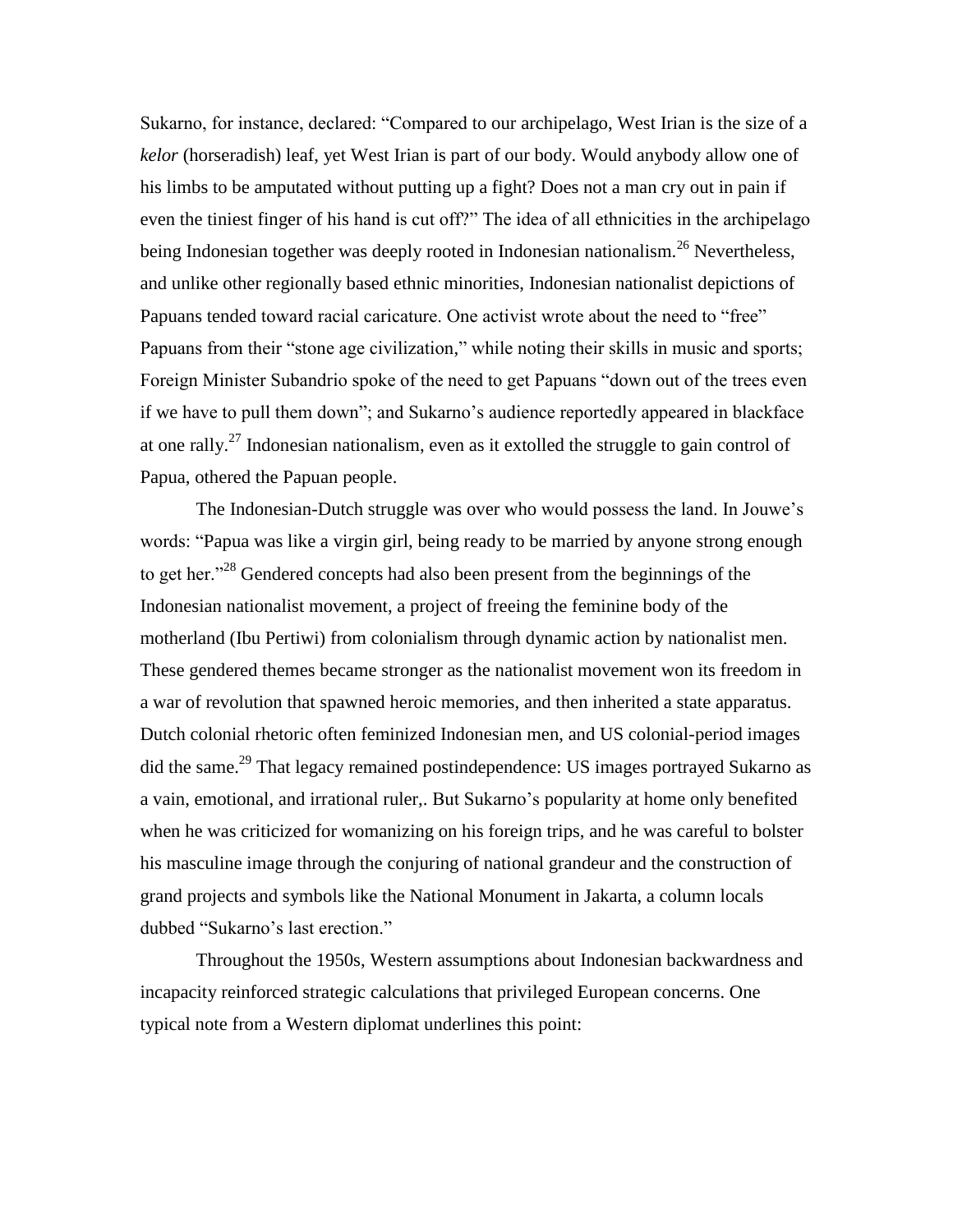Sukarno, for instance, declared: "Compared to our archipelago, West Irian is the size of a *kelor* (horseradish) leaf, yet West Irian is part of our body. Would anybody allow one of his limbs to be amputated without putting up a fight? Does not a man cry out in pain if even the tiniest finger of his hand is cut off?" The idea of all ethnicities in the archipelago being Indonesian together was deeply rooted in Indonesian nationalism.[26] Nevertheless, and unlike other regionally based ethnic minorities, Indonesian nationalist depictions of Papuans tended toward racial caricature. One activist wrote about the need to "free" Papuans from their "stone age civilization," while noting their skills in music and sports; Foreign Minister Subandrio spoke of the need to get Papuans "down out of the trees even if we have to pull them down"; and Sukarno's audience reportedly appeared in blackface at one rally.[27] Indonesian nationalism, even as it extolled the struggle to gain control of Papua, othered the Papuan people.

The Indonesian-Dutch struggle was over who would possess the land. In Jouwe's words: "Papua was like a virgin girl, being ready to be married by anyone strong enough to get her."[28] Gendered concepts had also been present from the beginnings of the Indonesian nationalist movement, a project of freeing the feminine body of the motherland (Ibu Pertiwi) from colonialism through dynamic action by nationalist men. These gendered themes became stronger as the nationalist movement won its freedom in a war of revolution that spawned heroic memories, and then inherited a state apparatus. Dutch colonial rhetoric often feminized Indonesian men, and US colonial-period images did the same.[29] That legacy remained postindependence: US images portrayed Sukarno as a vain, emotional, and irrational ruler,. But Sukarno's popularity at home only benefited when he was criticized for womanizing on his foreign trips, and he was careful to bolster his masculine image through the conjuring of national grandeur and the construction of grand projects and symbols like the National Monument in Jakarta, a column locals dubbed "Sukarno's last erection."

Throughout the 1950s, Western assumptions about Indonesian backwardness and incapacity reinforced strategic calculations that privileged European concerns. One typical note from a Western diplomat underlines this point: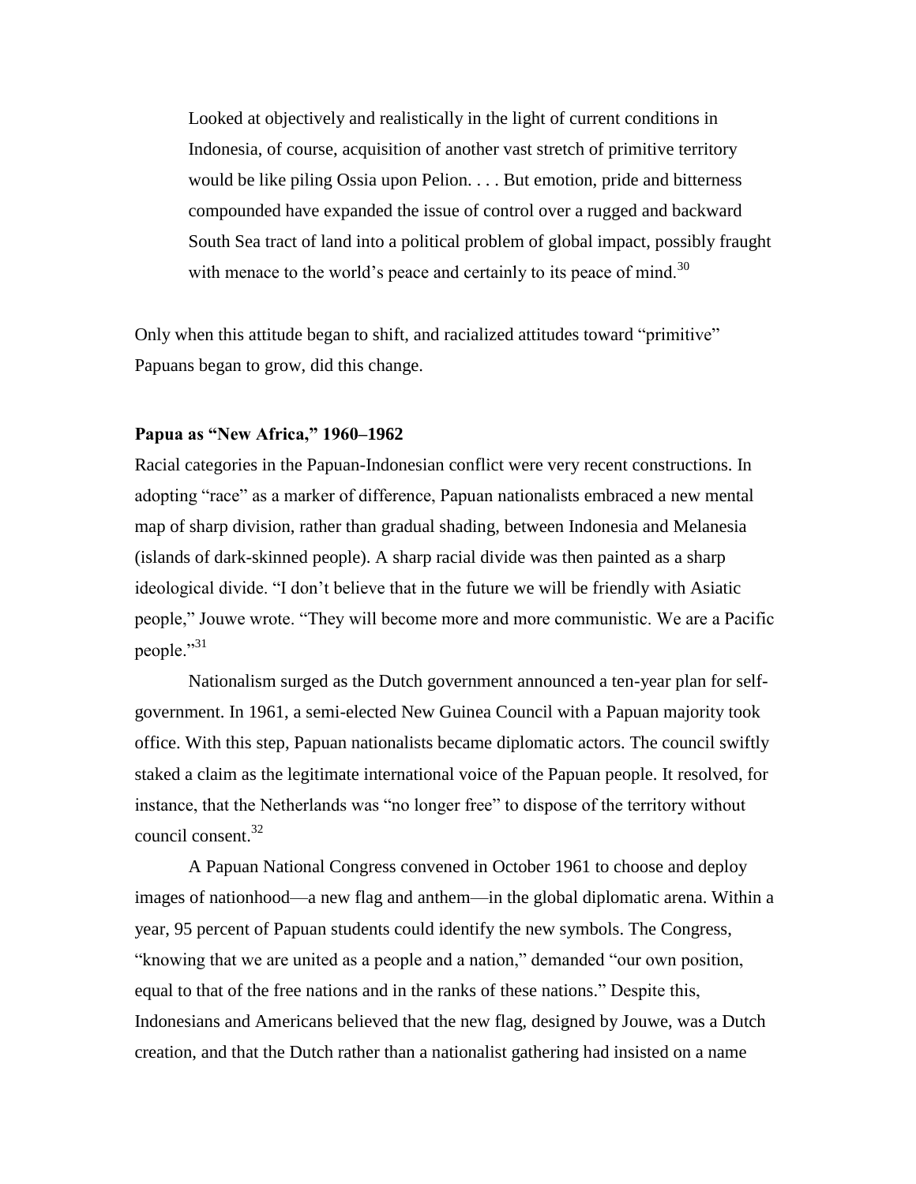> Looked at objectively and realistically in the light of current conditions in Indonesia, of course, acquisition of another vast stretch of primitive territory would be like piling Ossia upon Pelion. . . . But emotion, pride and bitterness compounded have expanded the issue of control over a rugged and backward South Sea tract of land into a political problem of global impact, possibly fraught with menace to the world's peace and certainly to its peace of mind.[30]

Only when this attitude began to shift, and racialized attitudes toward "primitive" Papuans began to grow, did this change.

### Papua as "New Africa," 1960–1962

Racial categories in the Papuan-Indonesian conflict were very recent constructions. In adopting "race" as a marker of difference, Papuan nationalists embraced a new mental map of sharp division, rather than gradual shading, between Indonesia and Melanesia (islands of dark-skinned people). A sharp racial divide was then painted as a sharp ideological divide. "I don't believe that in the future we will be friendly with Asiatic people," Jouwe wrote. "They will become more and more communistic. We are a Pacific people."[31]

Nationalism surged as the Dutch government announced a ten-year plan for self-government. In 1961, a semi-elected New Guinea Council with a Papuan majority took office. With this step, Papuan nationalists became diplomatic actors. The council swiftly staked a claim as the legitimate international voice of the Papuan people. It resolved, for instance, that the Netherlands was "no longer free" to dispose of the territory without council consent.[32]

A Papuan National Congress convened in October 1961 to choose and deploy images of nationhood—a new flag and anthem—in the global diplomatic arena. Within a year, 95 percent of Papuan students could identify the new symbols. The Congress, "knowing that we are united as a people and a nation," demanded "our own position, equal to that of the free nations and in the ranks of these nations." Despite this, Indonesians and Americans believed that the new flag, designed by Jouwe, was a Dutch creation, and that the Dutch rather than a nationalist gathering had insisted on a name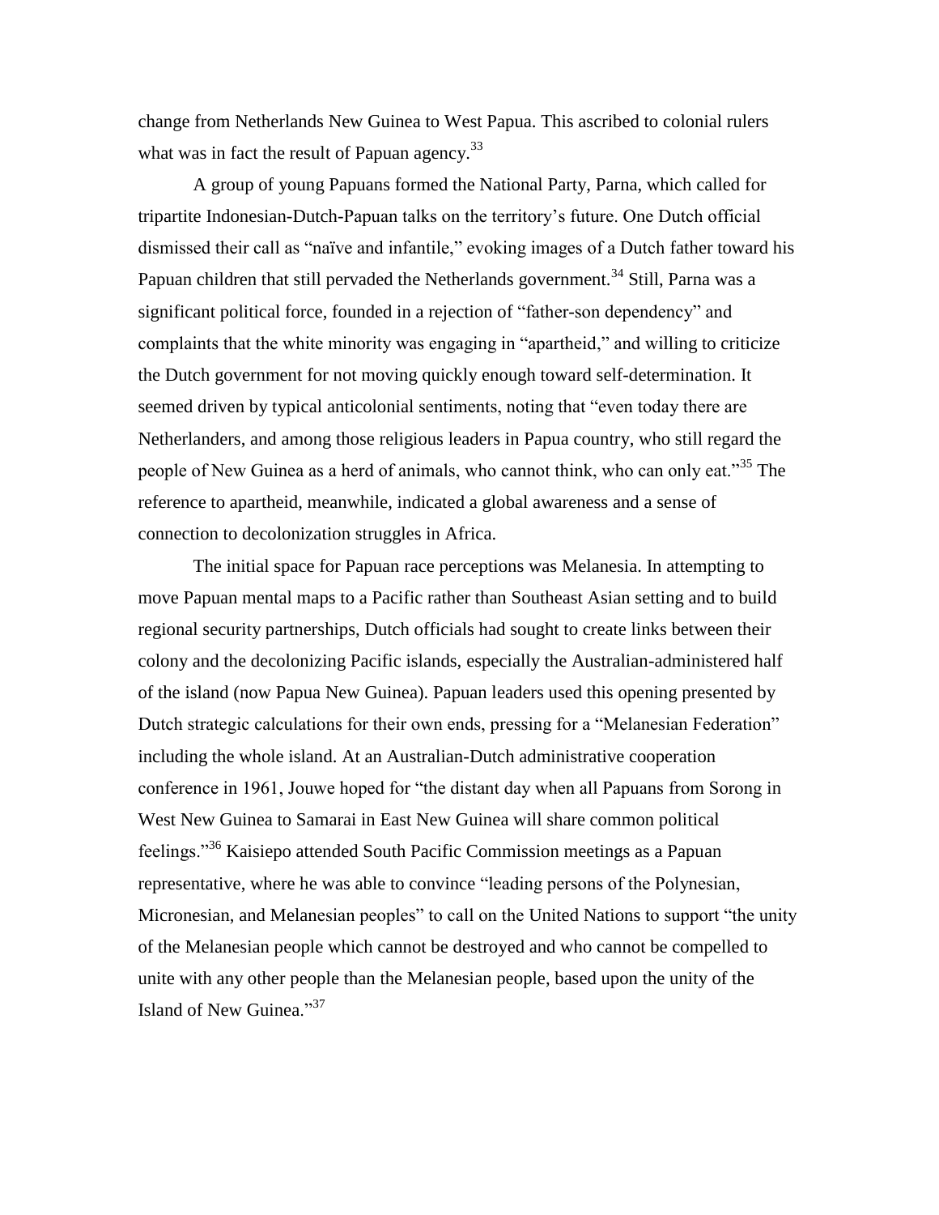change from Netherlands New Guinea to West Papua. This ascribed to colonial rulers what was in fact the result of Papuan agency.[33]

A group of young Papuans formed the National Party, Parna, which called for tripartite Indonesian-Dutch-Papuan talks on the territory's future. One Dutch official dismissed their call as "naïve and infantile," evoking images of a Dutch father toward his Papuan children that still pervaded the Netherlands government.[34] Still, Parna was a significant political force, founded in a rejection of "father-son dependency" and complaints that the white minority was engaging in "apartheid," and willing to criticize the Dutch government for not moving quickly enough toward self-determination. It seemed driven by typical anticolonial sentiments, noting that "even today there are Netherlanders, and among those religious leaders in Papua country, who still regard the people of New Guinea as a herd of animals, who cannot think, who can only eat."[35] The reference to apartheid, meanwhile, indicated a global awareness and a sense of connection to decolonization struggles in Africa.

The initial space for Papuan race perceptions was Melanesia. In attempting to move Papuan mental maps to a Pacific rather than Southeast Asian setting and to build regional security partnerships, Dutch officials had sought to create links between their colony and the decolonizing Pacific islands, especially the Australian-administered half of the island (now Papua New Guinea). Papuan leaders used this opening presented by Dutch strategic calculations for their own ends, pressing for a "Melanesian Federation" including the whole island. At an Australian-Dutch administrative cooperation conference in 1961, Jouwe hoped for "the distant day when all Papuans from Sorong in West New Guinea to Samarai in East New Guinea will share common political feelings."[36] Kaisiepo attended South Pacific Commission meetings as a Papuan representative, where he was able to convince "leading persons of the Polynesian, Micronesian, and Melanesian peoples" to call on the United Nations to support "the unity of the Melanesian people which cannot be destroyed and who cannot be compelled to unite with any other people than the Melanesian people, based upon the unity of the Island of New Guinea."[37]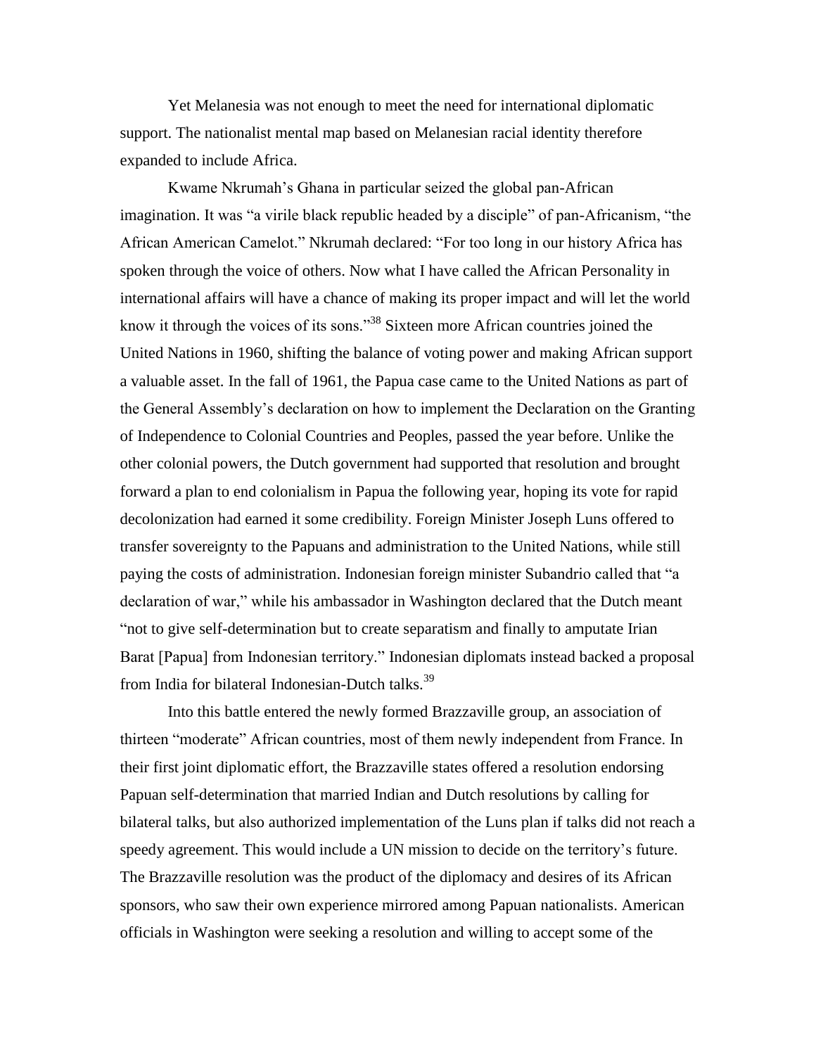Yet Melanesia was not enough to meet the need for international diplomatic support. The nationalist mental map based on Melanesian racial identity therefore expanded to include Africa.

Kwame Nkrumah's Ghana in particular seized the global pan-African imagination. It was "a virile black republic headed by a disciple" of pan-Africanism, "the African American Camelot." Nkrumah declared: "For too long in our history Africa has spoken through the voice of others. Now what I have called the African Personality in international affairs will have a chance of making its proper impact and will let the world know it through the voices of its sons."[38] Sixteen more African countries joined the United Nations in 1960, shifting the balance of voting power and making African support a valuable asset. In the fall of 1961, the Papua case came to the United Nations as part of the General Assembly's declaration on how to implement the Declaration on the Granting of Independence to Colonial Countries and Peoples, passed the year before. Unlike the other colonial powers, the Dutch government had supported that resolution and brought forward a plan to end colonialism in Papua the following year, hoping its vote for rapid decolonization had earned it some credibility. Foreign Minister Joseph Luns offered to transfer sovereignty to the Papuans and administration to the United Nations, while still paying the costs of administration. Indonesian foreign minister Subandrio called that "a declaration of war," while his ambassador in Washington declared that the Dutch meant "not to give self-determination but to create separatism and finally to amputate Irian Barat [Papua] from Indonesian territory." Indonesian diplomats instead backed a proposal from India for bilateral Indonesian-Dutch talks.[39]

Into this battle entered the newly formed Brazzaville group, an association of thirteen "moderate" African countries, most of them newly independent from France. In their first joint diplomatic effort, the Brazzaville states offered a resolution endorsing Papuan self-determination that married Indian and Dutch resolutions by calling for bilateral talks, but also authorized implementation of the Luns plan if talks did not reach a speedy agreement. This would include a UN mission to decide on the territory's future. The Brazzaville resolution was the product of the diplomacy and desires of its African sponsors, who saw their own experience mirrored among Papuan nationalists. American officials in Washington were seeking a resolution and willing to accept some of the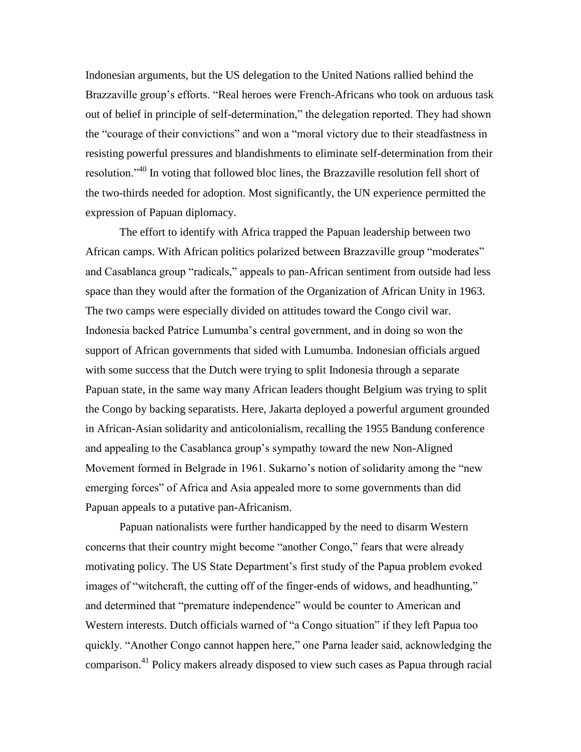Indonesian arguments, but the US delegation to the United Nations rallied behind the Brazzaville group's efforts. "Real heroes were French-Africans who took on arduous task out of belief in principle of self-determination," the delegation reported. They had shown the "courage of their convictions" and won a "moral victory due to their steadfastness in resisting powerful pressures and blandishments to eliminate self-determination from their resolution."[40] In voting that followed bloc lines, the Brazzaville resolution fell short of the two-thirds needed for adoption. Most significantly, the UN experience permitted the expression of Papuan diplomacy.

The effort to identify with Africa trapped the Papuan leadership between two African camps. With African politics polarized between Brazzaville group "moderates" and Casablanca group "radicals," appeals to pan-African sentiment from outside had less space than they would after the formation of the Organization of African Unity in 1963. The two camps were especially divided on attitudes toward the Congo civil war. Indonesia backed Patrice Lumumba's central government, and in doing so won the support of African governments that sided with Lumumba. Indonesian officials argued with some success that the Dutch were trying to split Indonesia through a separate Papuan state, in the same way many African leaders thought Belgium was trying to split the Congo by backing separatists. Here, Jakarta deployed a powerful argument grounded in African-Asian solidarity and anticolonialism, recalling the 1955 Bandung conference and appealing to the Casablanca group's sympathy toward the new Non-Aligned Movement formed in Belgrade in 1961. Sukarno's notion of solidarity among the "new emerging forces" of Africa and Asia appealed more to some governments than did Papuan appeals to a putative pan-Africanism.

Papuan nationalists were further handicapped by the need to disarm Western concerns that their country might become "another Congo," fears that were already motivating policy. The US State Department's first study of the Papua problem evoked images of "witchcraft, the cutting off of the finger-ends of widows, and headhunting," and determined that "premature independence" would be counter to American and Western interests. Dutch officials warned of "a Congo situation" if they left Papua too quickly. "Another Congo cannot happen here," one Parna leader said, acknowledging the comparison.[41] Policy makers already disposed to view such cases as Papua through racial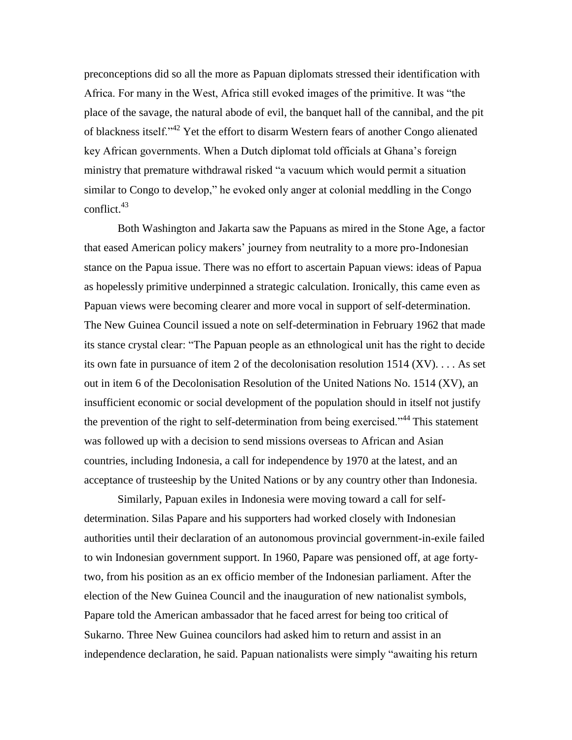preconceptions did so all the more as Papuan diplomats stressed their identification with Africa. For many in the West, Africa still evoked images of the primitive. It was "the place of the savage, the natural abode of evil, the banquet hall of the cannibal, and the pit of blackness itself."[42] Yet the effort to disarm Western fears of another Congo alienated key African governments. When a Dutch diplomat told officials at Ghana's foreign ministry that premature withdrawal risked "a vacuum which would permit a situation similar to Congo to develop," he evoked only anger at colonial meddling in the Congo conflict.[43]

Both Washington and Jakarta saw the Papuans as mired in the Stone Age, a factor that eased American policy makers' journey from neutrality to a more pro-Indonesian stance on the Papua issue. There was no effort to ascertain Papuan views: ideas of Papua as hopelessly primitive underpinned a strategic calculation. Ironically, this came even as Papuan views were becoming clearer and more vocal in support of self-determination. The New Guinea Council issued a note on self-determination in February 1962 that made its stance crystal clear: "The Papuan people as an ethnological unit has the right to decide its own fate in pursuance of item 2 of the decolonisation resolution 1514 (XV). . . . As set out in item 6 of the Decolonisation Resolution of the United Nations No. 1514 (XV), an insufficient economic or social development of the population should in itself not justify the prevention of the right to self-determination from being exercised."[44] This statement was followed up with a decision to send missions overseas to African and Asian countries, including Indonesia, a call for independence by 1970 at the latest, and an acceptance of trusteeship by the United Nations or by any country other than Indonesia.

Similarly, Papuan exiles in Indonesia were moving toward a call for self-determination. Silas Papare and his supporters had worked closely with Indonesian authorities until their declaration of an autonomous provincial government-in-exile failed to win Indonesian government support. In 1960, Papare was pensioned off, at age forty-two, from his position as an ex officio member of the Indonesian parliament. After the election of the New Guinea Council and the inauguration of new nationalist symbols, Papare told the American ambassador that he faced arrest for being too critical of Sukarno. Three New Guinea councilors had asked him to return and assist in an independence declaration, he said. Papuan nationalists were simply "awaiting his return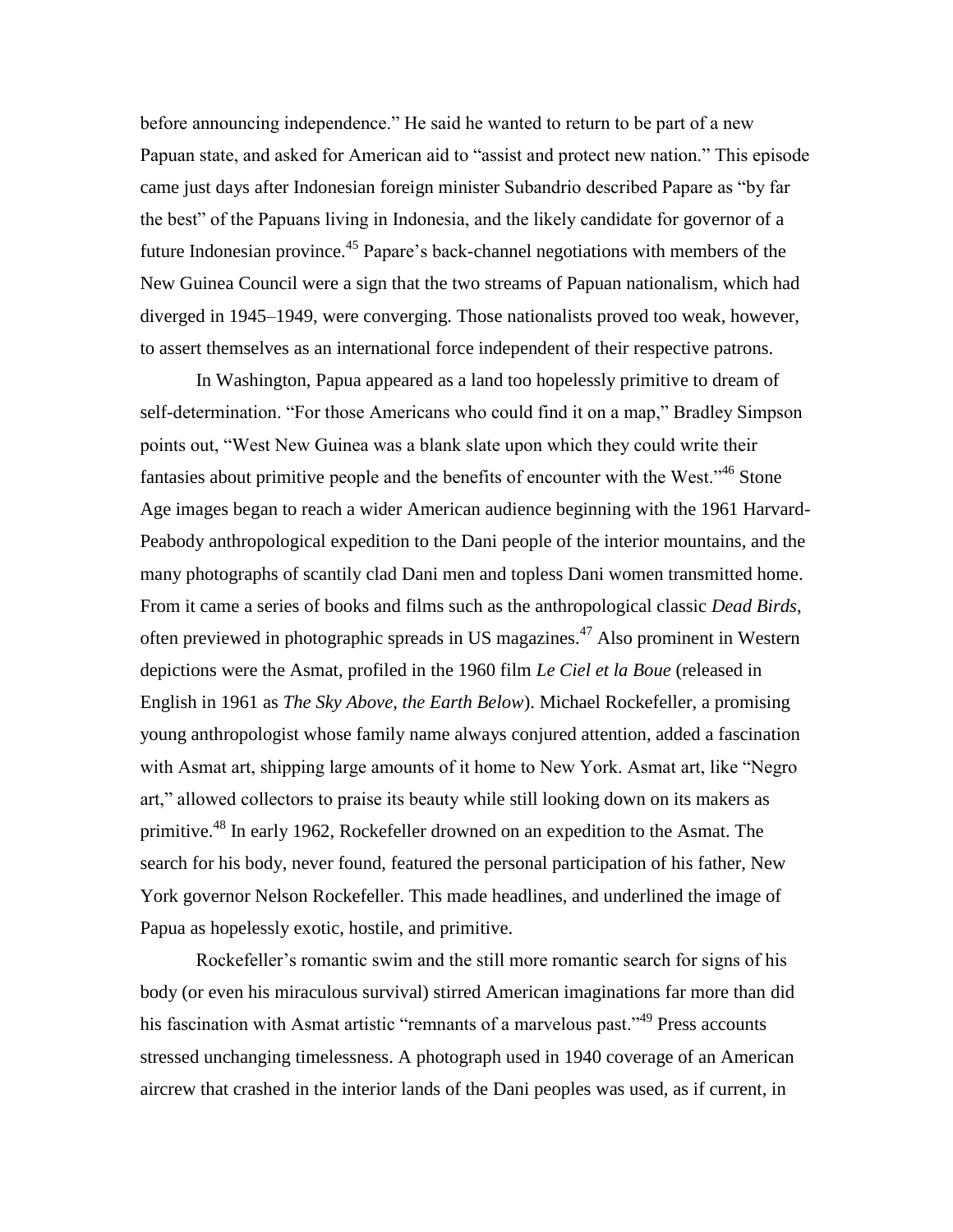before announcing independence." He said he wanted to return to be part of a new Papuan state, and asked for American aid to "assist and protect new nation." This episode came just days after Indonesian foreign minister Subandrio described Papare as "by far the best" of the Papuans living in Indonesia, and the likely candidate for governor of a future Indonesian province.[45] Papare's back-channel negotiations with members of the New Guinea Council were a sign that the two streams of Papuan nationalism, which had diverged in 1945–1949, were converging. Those nationalists proved too weak, however, to assert themselves as an international force independent of their respective patrons.

In Washington, Papua appeared as a land too hopelessly primitive to dream of self-determination. "For those Americans who could find it on a map," Bradley Simpson points out, "West New Guinea was a blank slate upon which they could write their fantasies about primitive people and the benefits of encounter with the West."[46] Stone Age images began to reach a wider American audience beginning with the 1961 Harvard-Peabody anthropological expedition to the Dani people of the interior mountains, and the many photographs of scantily clad Dani men and topless Dani women transmitted home. From it came a series of books and films such as the anthropological classic *Dead Birds*, often previewed in photographic spreads in US magazines.[47] Also prominent in Western depictions were the Asmat, profiled in the 1960 film *Le Ciel et la Boue* (released in English in 1961 as *The Sky Above, the Earth Below*). Michael Rockefeller, a promising young anthropologist whose family name always conjured attention, added a fascination with Asmat art, shipping large amounts of it home to New York. Asmat art, like "Negro art," allowed collectors to praise its beauty while still looking down on its makers as primitive.[48] In early 1962, Rockefeller drowned on an expedition to the Asmat. The search for his body, never found, featured the personal participation of his father, New York governor Nelson Rockefeller. This made headlines, and underlined the image of Papua as hopelessly exotic, hostile, and primitive.

Rockefeller's romantic swim and the still more romantic search for signs of his body (or even his miraculous survival) stirred American imaginations far more than did his fascination with Asmat artistic "remnants of a marvelous past."[49] Press accounts stressed unchanging timelessness. A photograph used in 1940 coverage of an American aircrew that crashed in the interior lands of the Dani peoples was used, as if current, in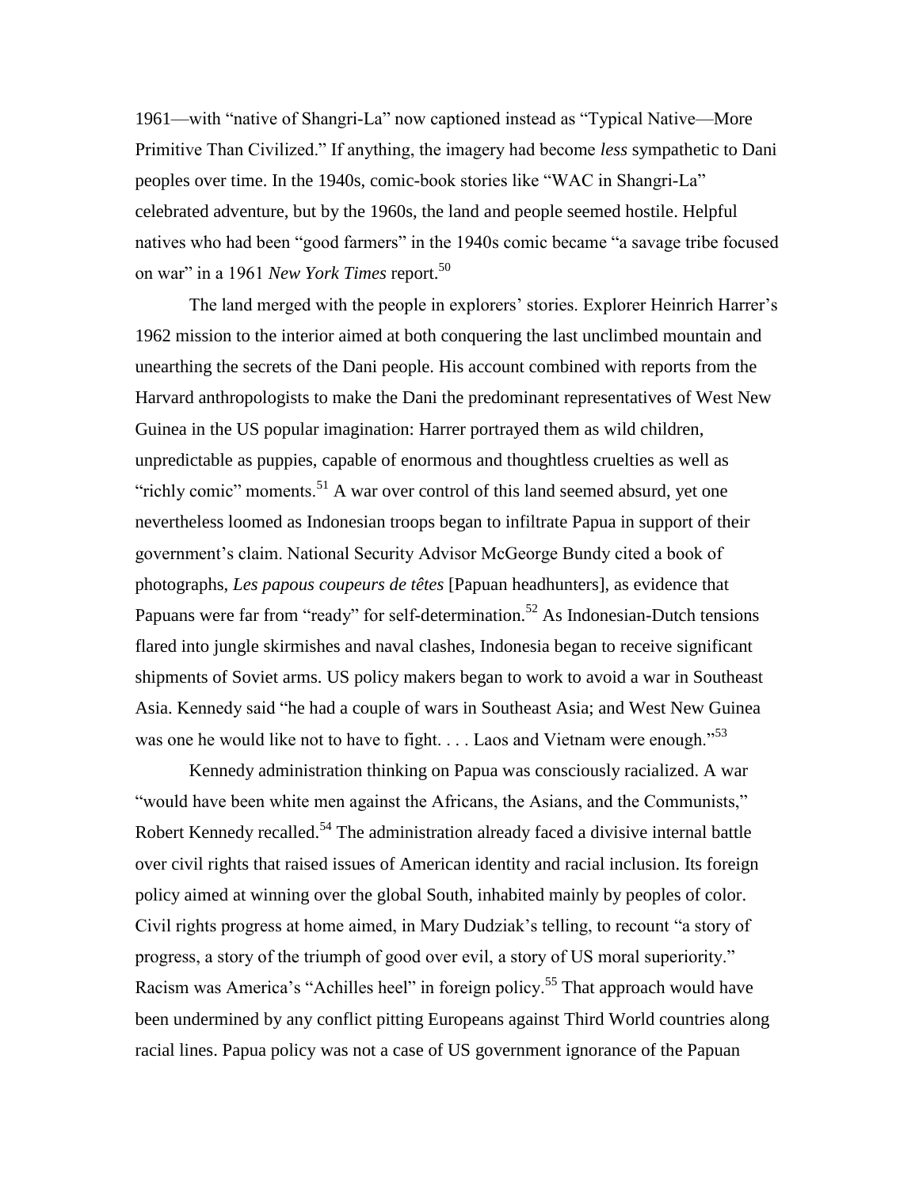1961—with "native of Shangri-La" now captioned instead as "Typical Native—More Primitive Than Civilized." If anything, the imagery had become *less* sympathetic to Dani peoples over time. In the 1940s, comic-book stories like "WAC in Shangri-La" celebrated adventure, but by the 1960s, the land and people seemed hostile. Helpful natives who had been "good farmers" in the 1940s comic became "a savage tribe focused on war" in a 1961 *New York Times* report.[50]

The land merged with the people in explorers' stories. Explorer Heinrich Harrer's 1962 mission to the interior aimed at both conquering the last unclimbed mountain and unearthing the secrets of the Dani people. His account combined with reports from the Harvard anthropologists to make the Dani the predominant representatives of West New Guinea in the US popular imagination: Harrer portrayed them as wild children, unpredictable as puppies, capable of enormous and thoughtless cruelties as well as "richly comic" moments.[51] A war over control of this land seemed absurd, yet one nevertheless loomed as Indonesian troops began to infiltrate Papua in support of their government's claim. National Security Advisor McGeorge Bundy cited a book of photographs, *Les papous coupeurs de têtes* [Papuan headhunters], as evidence that Papuans were far from "ready" for self-determination.[52] As Indonesian-Dutch tensions flared into jungle skirmishes and naval clashes, Indonesia began to receive significant shipments of Soviet arms. US policy makers began to work to avoid a war in Southeast Asia. Kennedy said "he had a couple of wars in Southeast Asia; and West New Guinea was one he would like not to have to fight. . . . Laos and Vietnam were enough."[53]

Kennedy administration thinking on Papua was consciously racialized. A war "would have been white men against the Africans, the Asians, and the Communists," Robert Kennedy recalled.[54] The administration already faced a divisive internal battle over civil rights that raised issues of American identity and racial inclusion. Its foreign policy aimed at winning over the global South, inhabited mainly by peoples of color. Civil rights progress at home aimed, in Mary Dudziak's telling, to recount "a story of progress, a story of the triumph of good over evil, a story of US moral superiority." Racism was America's "Achilles heel" in foreign policy.[55] That approach would have been undermined by any conflict pitting Europeans against Third World countries along racial lines. Papua policy was not a case of US government ignorance of the Papuan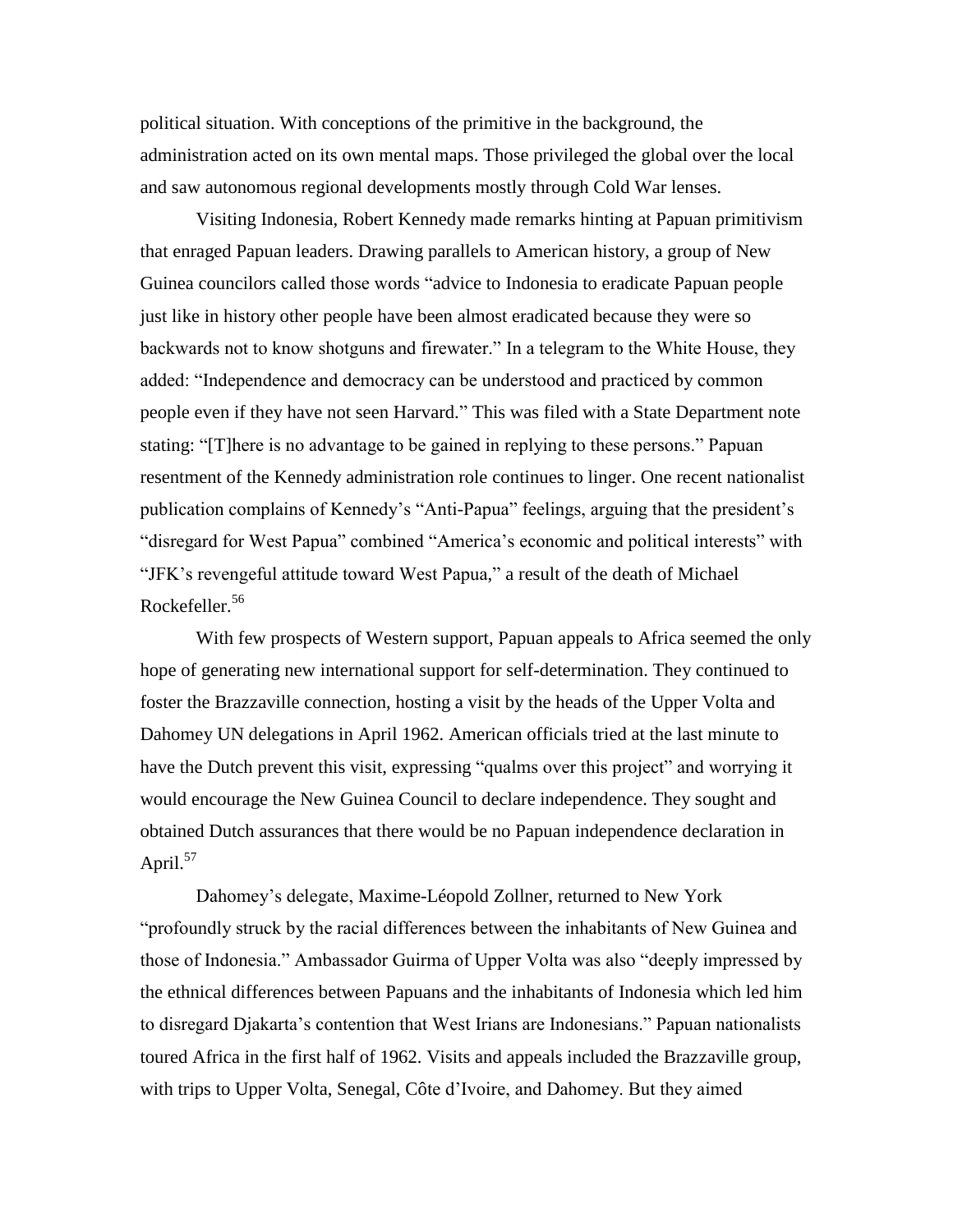political situation. With conceptions of the primitive in the background, the administration acted on its own mental maps. Those privileged the global over the local and saw autonomous regional developments mostly through Cold War lenses.

Visiting Indonesia, Robert Kennedy made remarks hinting at Papuan primitivism that enraged Papuan leaders. Drawing parallels to American history, a group of New Guinea councilors called those words "advice to Indonesia to eradicate Papuan people just like in history other people have been almost eradicated because they were so backwards not to know shotguns and firewater." In a telegram to the White House, they added: "Independence and democracy can be understood and practiced by common people even if they have not seen Harvard." This was filed with a State Department note stating: "[T]here is no advantage to be gained in replying to these persons." Papuan resentment of the Kennedy administration role continues to linger. One recent nationalist publication complains of Kennedy's "Anti-Papua" feelings, arguing that the president's "disregard for West Papua" combined "America's economic and political interests" with "JFK's revengeful attitude toward West Papua," a result of the death of Michael Rockefeller.[56]

With few prospects of Western support, Papuan appeals to Africa seemed the only hope of generating new international support for self-determination. They continued to foster the Brazzaville connection, hosting a visit by the heads of the Upper Volta and Dahomey UN delegations in April 1962. American officials tried at the last minute to have the Dutch prevent this visit, expressing "qualms over this project" and worrying it would encourage the New Guinea Council to declare independence. They sought and obtained Dutch assurances that there would be no Papuan independence declaration in April.[57]

Dahomey's delegate, Maxime-Léopold Zollner, returned to New York "profoundly struck by the racial differences between the inhabitants of New Guinea and those of Indonesia." Ambassador Guirma of Upper Volta was also "deeply impressed by the ethnical differences between Papuans and the inhabitants of Indonesia which led him to disregard Djakarta's contention that West Irians are Indonesians." Papuan nationalists toured Africa in the first half of 1962. Visits and appeals included the Brazzaville group, with trips to Upper Volta, Senegal, Côte d'Ivoire, and Dahomey. But they aimed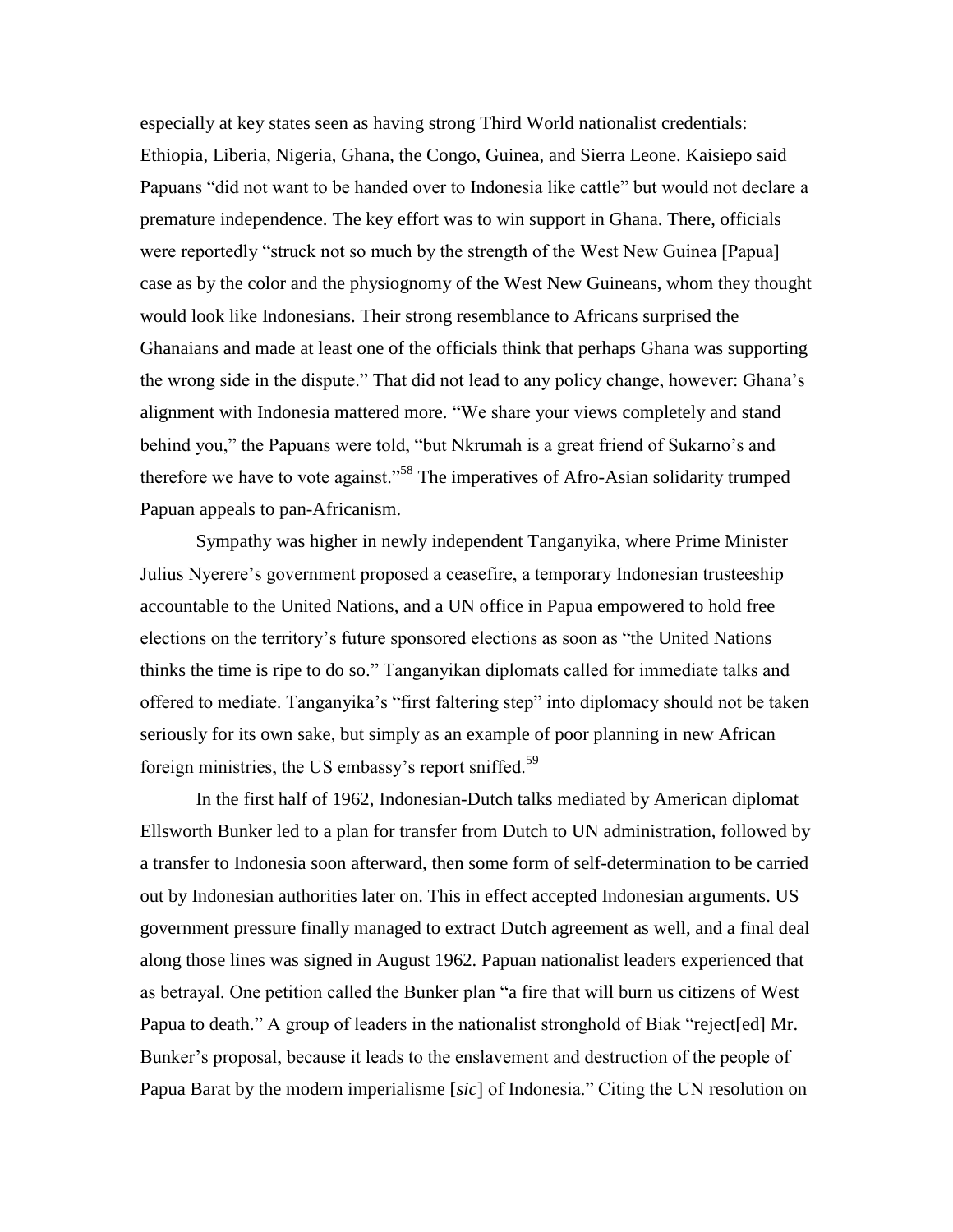especially at key states seen as having strong Third World nationalist credentials: Ethiopia, Liberia, Nigeria, Ghana, the Congo, Guinea, and Sierra Leone. Kaisiepo said Papuans "did not want to be handed over to Indonesia like cattle" but would not declare a premature independence. The key effort was to win support in Ghana. There, officials were reportedly "struck not so much by the strength of the West New Guinea [Papua] case as by the color and the physiognomy of the West New Guineans, whom they thought would look like Indonesians. Their strong resemblance to Africans surprised the Ghanaians and made at least one of the officials think that perhaps Ghana was supporting the wrong side in the dispute." That did not lead to any policy change, however: Ghana's alignment with Indonesia mattered more. "We share your views completely and stand behind you," the Papuans were told, "but Nkrumah is a great friend of Sukarno's and therefore we have to vote against."[58] The imperatives of Afro-Asian solidarity trumped Papuan appeals to pan-Africanism.

Sympathy was higher in newly independent Tanganyika, where Prime Minister Julius Nyerere's government proposed a ceasefire, a temporary Indonesian trusteeship accountable to the United Nations, and a UN office in Papua empowered to hold free elections on the territory's future sponsored elections as soon as "the United Nations thinks the time is ripe to do so." Tanganyikan diplomats called for immediate talks and offered to mediate. Tanganyika's "first faltering step" into diplomacy should not be taken seriously for its own sake, but simply as an example of poor planning in new African foreign ministries, the US embassy's report sniffed.[59]

In the first half of 1962, Indonesian-Dutch talks mediated by American diplomat Ellsworth Bunker led to a plan for transfer from Dutch to UN administration, followed by a transfer to Indonesia soon afterward, then some form of self-determination to be carried out by Indonesian authorities later on. This in effect accepted Indonesian arguments. US government pressure finally managed to extract Dutch agreement as well, and a final deal along those lines was signed in August 1962. Papuan nationalist leaders experienced that as betrayal. One petition called the Bunker plan "a fire that will burn us citizens of West Papua to death." A group of leaders in the nationalist stronghold of Biak "reject[ed] Mr. Bunker's proposal, because it leads to the enslavement and destruction of the people of Papua Barat by the modern imperialisme [*sic*] of Indonesia." Citing the UN resolution on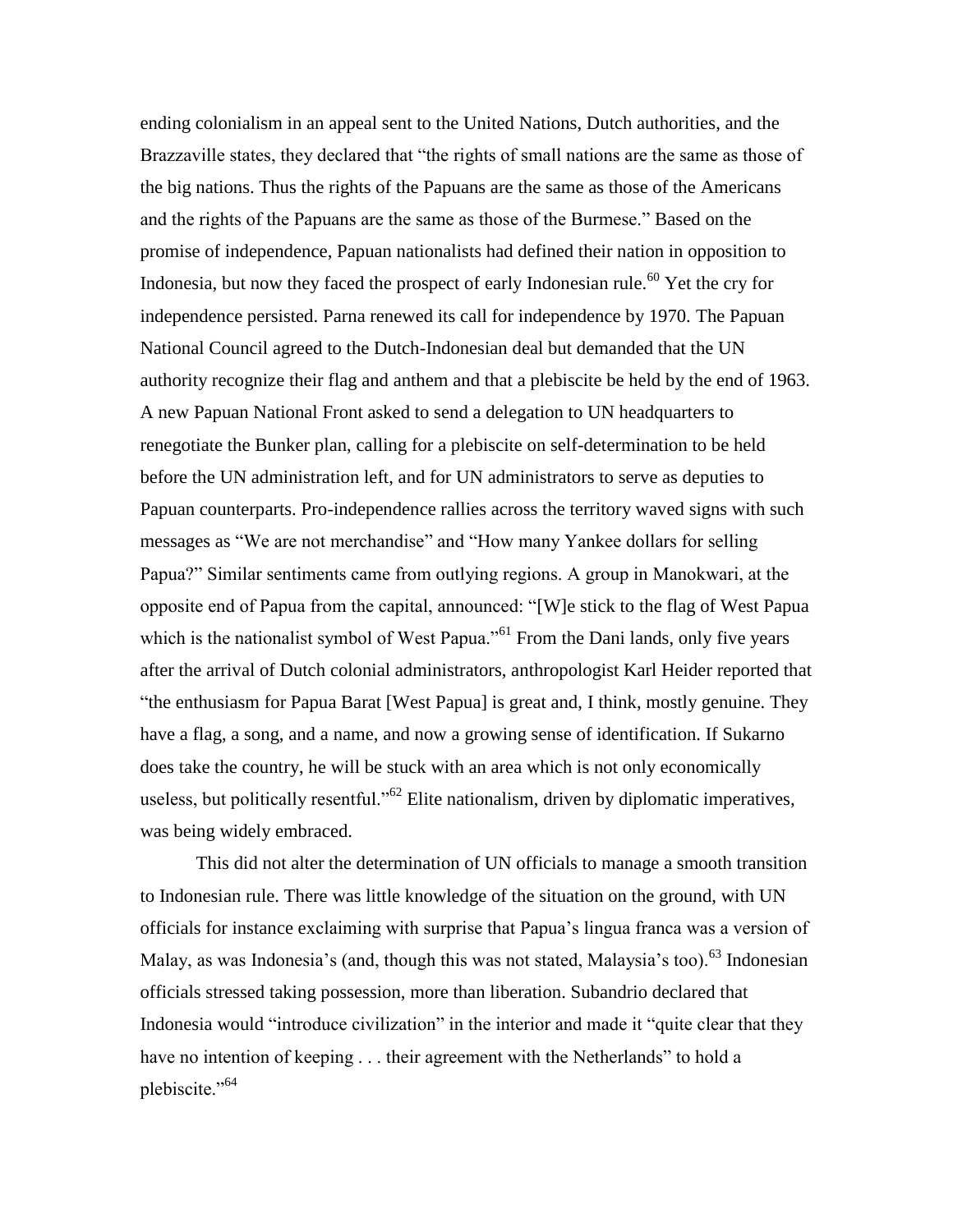ending colonialism in an appeal sent to the United Nations, Dutch authorities, and the Brazzaville states, they declared that "the rights of small nations are the same as those of the big nations. Thus the rights of the Papuans are the same as those of the Americans and the rights of the Papuans are the same as those of the Burmese." Based on the promise of independence, Papuan nationalists had defined their nation in opposition to Indonesia, but now they faced the prospect of early Indonesian rule.[60] Yet the cry for independence persisted. Parna renewed its call for independence by 1970. The Papuan National Council agreed to the Dutch-Indonesian deal but demanded that the UN authority recognize their flag and anthem and that a plebiscite be held by the end of 1963. A new Papuan National Front asked to send a delegation to UN headquarters to renegotiate the Bunker plan, calling for a plebiscite on self-determination to be held before the UN administration left, and for UN administrators to serve as deputies to Papuan counterparts. Pro-independence rallies across the territory waved signs with such messages as "We are not merchandise" and "How many Yankee dollars for selling Papua?" Similar sentiments came from outlying regions. A group in Manokwari, at the opposite end of Papua from the capital, announced: "[W]e stick to the flag of West Papua which is the nationalist symbol of West Papua."[61] From the Dani lands, only five years after the arrival of Dutch colonial administrators, anthropologist Karl Heider reported that "the enthusiasm for Papua Barat [West Papua] is great and, I think, mostly genuine. They have a flag, a song, and a name, and now a growing sense of identification. If Sukarno does take the country, he will be stuck with an area which is not only economically useless, but politically resentful."[62] Elite nationalism, driven by diplomatic imperatives, was being widely embraced.

This did not alter the determination of UN officials to manage a smooth transition to Indonesian rule. There was little knowledge of the situation on the ground, with UN officials for instance exclaiming with surprise that Papua's lingua franca was a version of Malay, as was Indonesia's (and, though this was not stated, Malaysia's too).[63] Indonesian officials stressed taking possession, more than liberation. Subandrio declared that Indonesia would "introduce civilization" in the interior and made it "quite clear that they have no intention of keeping . . . their agreement with the Netherlands" to hold a plebiscite."[64]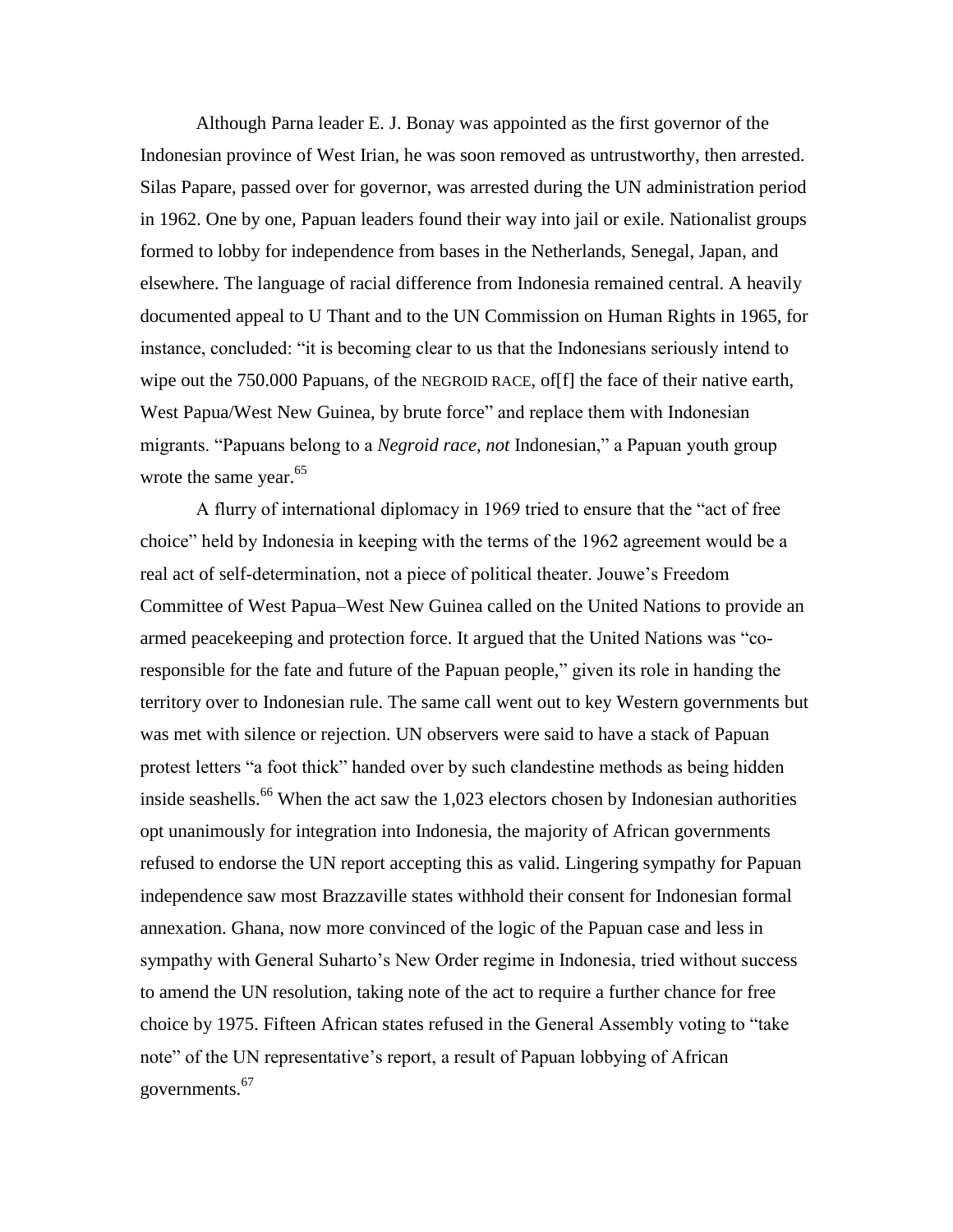Although Parna leader E. J. Bonay was appointed as the first governor of the Indonesian province of West Irian, he was soon removed as untrustworthy, then arrested. Silas Papare, passed over for governor, was arrested during the UN administration period in 1962. One by one, Papuan leaders found their way into jail or exile. Nationalist groups formed to lobby for independence from bases in the Netherlands, Senegal, Japan, and elsewhere. The language of racial difference from Indonesia remained central. A heavily documented appeal to U Thant and to the UN Commission on Human Rights in 1965, for instance, concluded: "it is becoming clear to us that the Indonesians seriously intend to wipe out the 750.000 Papuans, of the NEGROID RACE, of[f] the face of their native earth, West Papua/West New Guinea, by brute force" and replace them with Indonesian migrants. "Papuans belong to a *Negroid race, not* Indonesian," a Papuan youth group wrote the same year.[65]

A flurry of international diplomacy in 1969 tried to ensure that the "act of free choice" held by Indonesia in keeping with the terms of the 1962 agreement would be a real act of self-determination, not a piece of political theater. Jouwe's Freedom Committee of West Papua–West New Guinea called on the United Nations to provide an armed peacekeeping and protection force. It argued that the United Nations was "co-responsible for the fate and future of the Papuan people," given its role in handing the territory over to Indonesian rule. The same call went out to key Western governments but was met with silence or rejection. UN observers were said to have a stack of Papuan protest letters "a foot thick" handed over by such clandestine methods as being hidden inside seashells.[66] When the act saw the 1,023 electors chosen by Indonesian authorities opt unanimously for integration into Indonesia, the majority of African governments refused to endorse the UN report accepting this as valid. Lingering sympathy for Papuan independence saw most Brazzaville states withhold their consent for Indonesian formal annexation. Ghana, now more convinced of the logic of the Papuan case and less in sympathy with General Suharto's New Order regime in Indonesia, tried without success to amend the UN resolution, taking note of the act to require a further chance for free choice by 1975. Fifteen African states refused in the General Assembly voting to "take note" of the UN representative's report, a result of Papuan lobbying of African governments.[67]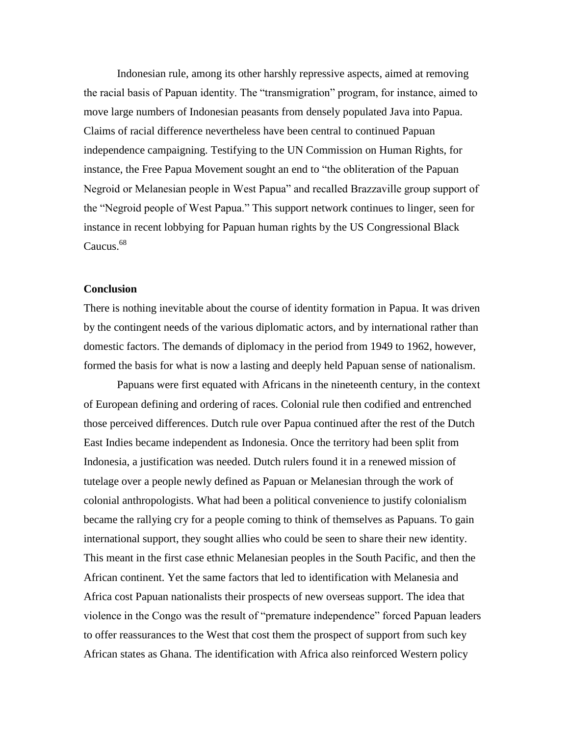Indonesian rule, among its other harshly repressive aspects, aimed at removing the racial basis of Papuan identity. The "transmigration" program, for instance, aimed to move large numbers of Indonesian peasants from densely populated Java into Papua. Claims of racial difference nevertheless have been central to continued Papuan independence campaigning. Testifying to the UN Commission on Human Rights, for instance, the Free Papua Movement sought an end to "the obliteration of the Papuan Negroid or Melanesian people in West Papua" and recalled Brazzaville group support of the "Negroid people of West Papua." This support network continues to linger, seen for instance in recent lobbying for Papuan human rights by the US Congressional Black Caucus.[68]

**Conclusion**

There is nothing inevitable about the course of identity formation in Papua. It was driven by the contingent needs of the various diplomatic actors, and by international rather than domestic factors. The demands of diplomacy in the period from 1949 to 1962, however, formed the basis for what is now a lasting and deeply held Papuan sense of nationalism.

Papuans were first equated with Africans in the nineteenth century, in the context of European defining and ordering of races. Colonial rule then codified and entrenched those perceived differences. Dutch rule over Papua continued after the rest of the Dutch East Indies became independent as Indonesia. Once the territory had been split from Indonesia, a justification was needed. Dutch rulers found it in a renewed mission of tutelage over a people newly defined as Papuan or Melanesian through the work of colonial anthropologists. What had been a political convenience to justify colonialism became the rallying cry for a people coming to think of themselves as Papuans. To gain international support, they sought allies who could be seen to share their new identity. This meant in the first case ethnic Melanesian peoples in the South Pacific, and then the African continent. Yet the same factors that led to identification with Melanesia and Africa cost Papuan nationalists their prospects of new overseas support. The idea that violence in the Congo was the result of "premature independence" forced Papuan leaders to offer reassurances to the West that cost them the prospect of support from such key African states as Ghana. The identification with Africa also reinforced Western policy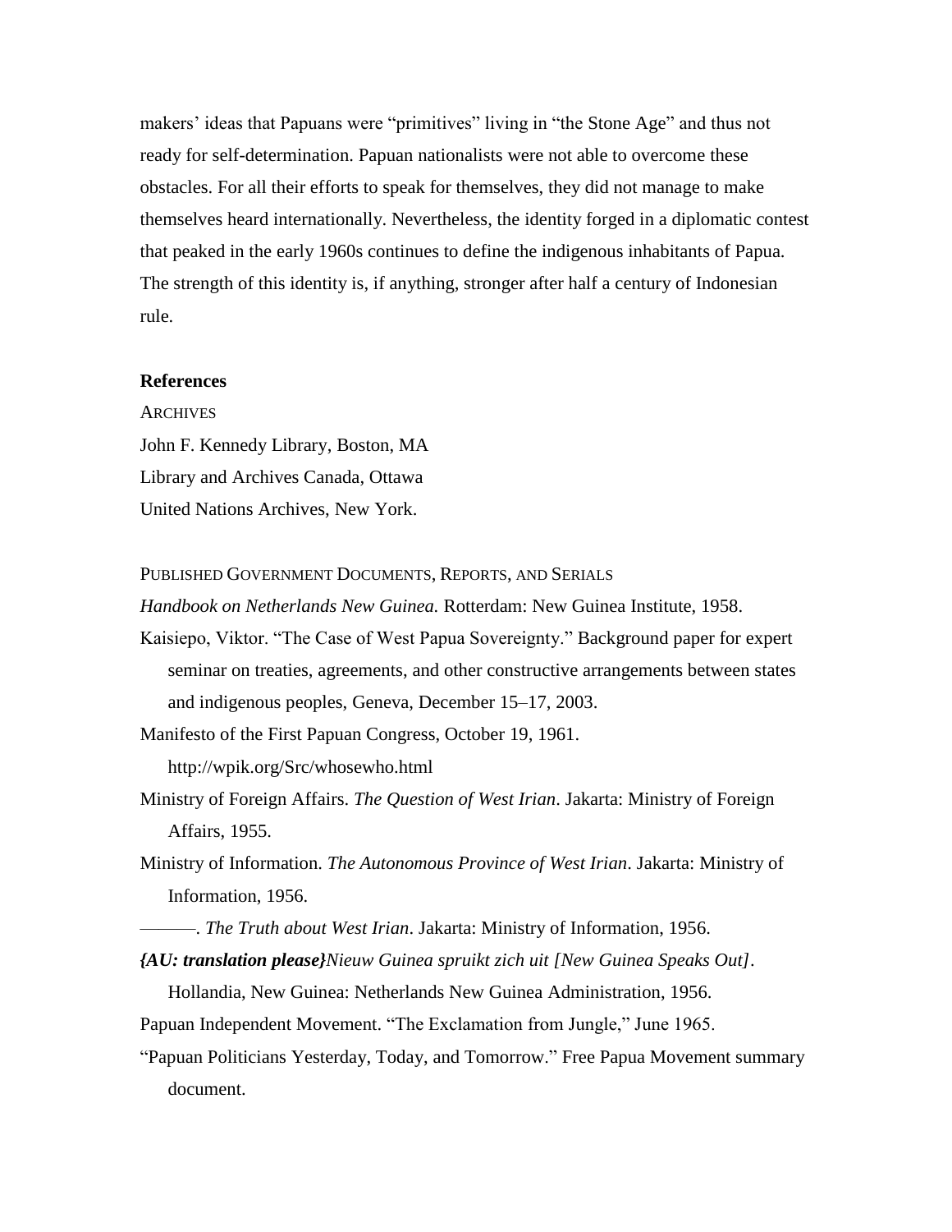makers' ideas that Papuans were "primitives" living in "the Stone Age" and thus not ready for self-determination. Papuan nationalists were not able to overcome these obstacles. For all their efforts to speak for themselves, they did not manage to make themselves heard internationally. Nevertheless, the identity forged in a diplomatic contest that peaked in the early 1960s continues to define the indigenous inhabitants of Papua. The strength of this identity is, if anything, stronger after half a century of Indonesian rule.

## References

ARCHIVES

John F. Kennedy Library, Boston, MA

Library and Archives Canada, Ottawa

United Nations Archives, New York.

PUBLISHED GOVERNMENT DOCUMENTS, REPORTS, AND SERIALS

*Handbook on Netherlands New Guinea.* Rotterdam: New Guinea Institute, 1958.

Kaisiepo, Viktor. "The Case of West Papua Sovereignty." Background paper for expert seminar on treaties, agreements, and other constructive arrangements between states and indigenous peoples, Geneva, December 15–17, 2003.

Manifesto of the First Papuan Congress, October 19, 1961. http://wpik.org/Src/whosewho.html

Ministry of Foreign Affairs. *The Question of West Irian*. Jakarta: Ministry of Foreign Affairs, 1955.

Ministry of Information. *The Autonomous Province of West Irian*. Jakarta: Ministry of Information, 1956.

———. *The Truth about West Irian*. Jakarta: Ministry of Information, 1956.

***{AU: translation please}****Nieuw Guinea spruikt zich uit [New Guinea Speaks Out]*. Hollandia, New Guinea: Netherlands New Guinea Administration, 1956.

Papuan Independent Movement. "The Exclamation from Jungle," June 1965.

"Papuan Politicians Yesterday, Today, and Tomorrow." Free Papua Movement summary document.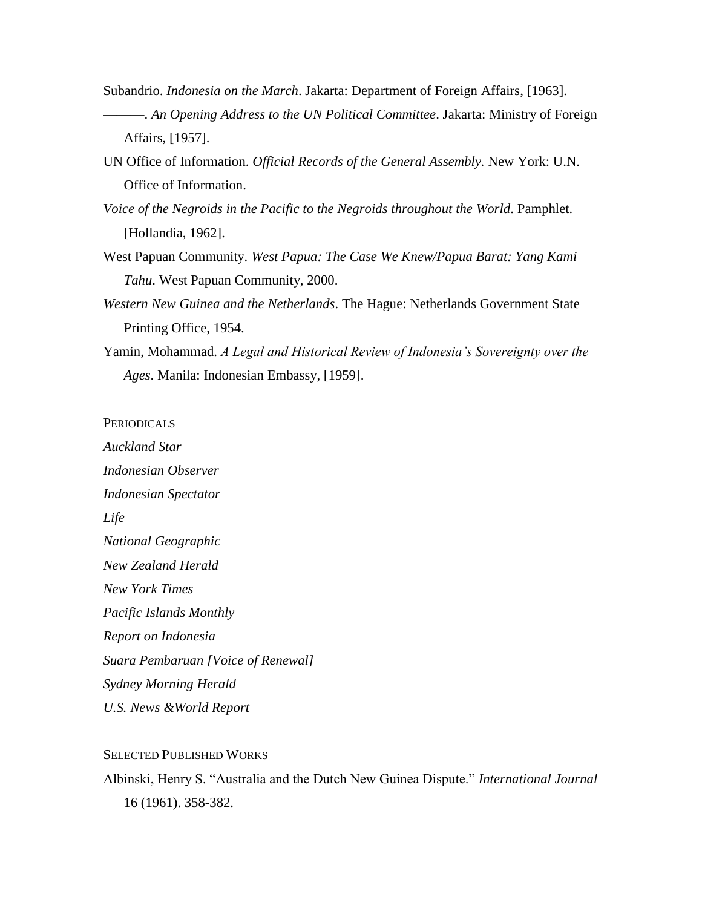Subandrio. *Indonesia on the March*. Jakarta: Department of Foreign Affairs, [1963].

———. *An Opening Address to the UN Political Committee*. Jakarta: Ministry of Foreign Affairs, [1957].

UN Office of Information. *Official Records of the General Assembly.* New York: U.N. Office of Information.

*Voice of the Negroids in the Pacific to the Negroids throughout the World*. Pamphlet. [Hollandia, 1962].

West Papuan Community. *West Papua: The Case We Knew/Papua Barat: Yang Kami Tahu*. West Papuan Community, 2000.

*Western New Guinea and the Netherlands*. The Hague: Netherlands Government State Printing Office, 1954.

Yamin, Mohammad. *A Legal and Historical Review of Indonesia's Sovereignty over the Ages*. Manila: Indonesian Embassy, [1959].

PERIODICALS

*Auckland Star*

*Indonesian Observer*

*Indonesian Spectator*

*Life*

*National Geographic*

*New Zealand Herald*

*New York Times*

*Pacific Islands Monthly*

*Report on Indonesia*

*Suara Pembaruan [Voice of Renewal]*

*Sydney Morning Herald*

*U.S. News &World Report*

SELECTED PUBLISHED WORKS

Albinski, Henry S. "Australia and the Dutch New Guinea Dispute." *International Journal* 16 (1961). 358-382.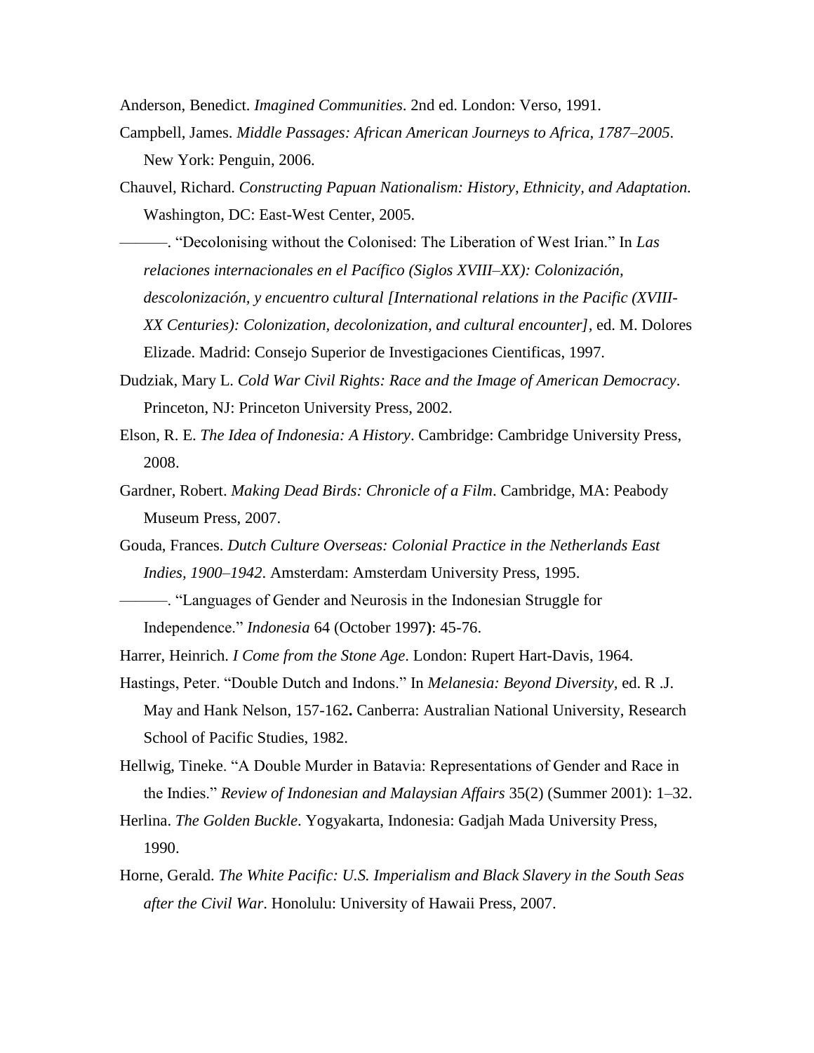Anderson, Benedict. *Imagined Communities*. 2nd ed. London: Verso, 1991.

Campbell, James. *Middle Passages: African American Journeys to Africa, 1787–2005*. New York: Penguin, 2006.

Chauvel, Richard. *Constructing Papuan Nationalism: History, Ethnicity, and Adaptation.* Washington, DC: East-West Center, 2005.

———. "Decolonising without the Colonised: The Liberation of West Irian." In *Las relaciones internacionales en el Pacífico (Siglos XVIII–XX): Colonización, descolonización, y encuentro cultural [International relations in the Pacific (XVIII-XX Centuries): Colonization, decolonization, and cultural encounter]*, ed. M. Dolores Elizade. Madrid: Consejo Superior de Investigaciones Cientificas, 1997.

Dudziak, Mary L. *Cold War Civil Rights: Race and the Image of American Democracy*. Princeton, NJ: Princeton University Press, 2002.

Elson, R. E. *The Idea of Indonesia: A History*. Cambridge: Cambridge University Press, 2008.

Gardner, Robert. *Making Dead Birds: Chronicle of a Film*. Cambridge, MA: Peabody Museum Press, 2007.

Gouda, Frances. *Dutch Culture Overseas: Colonial Practice in the Netherlands East Indies, 1900–1942*. Amsterdam: Amsterdam University Press, 1995.

———. "Languages of Gender and Neurosis in the Indonesian Struggle for Independence." *Indonesia* 64 (October 1997**)**: 45-76.

Harrer, Heinrich. *I Come from the Stone Age*. London: Rupert Hart-Davis, 1964.

Hastings, Peter. "Double Dutch and Indons." In *Melanesia: Beyond Diversity*, ed. R .J. May and Hank Nelson, 157-162**.** Canberra: Australian National University, Research School of Pacific Studies, 1982.

Hellwig, Tineke. "A Double Murder in Batavia: Representations of Gender and Race in the Indies." *Review of Indonesian and Malaysian Affairs* 35(2) (Summer 2001): 1–32.

Herlina. *The Golden Buckle*. Yogyakarta, Indonesia: Gadjah Mada University Press, 1990.

Horne, Gerald. *The White Pacific: U.S. Imperialism and Black Slavery in the South Seas after the Civil War*. Honolulu: University of Hawaii Press, 2007.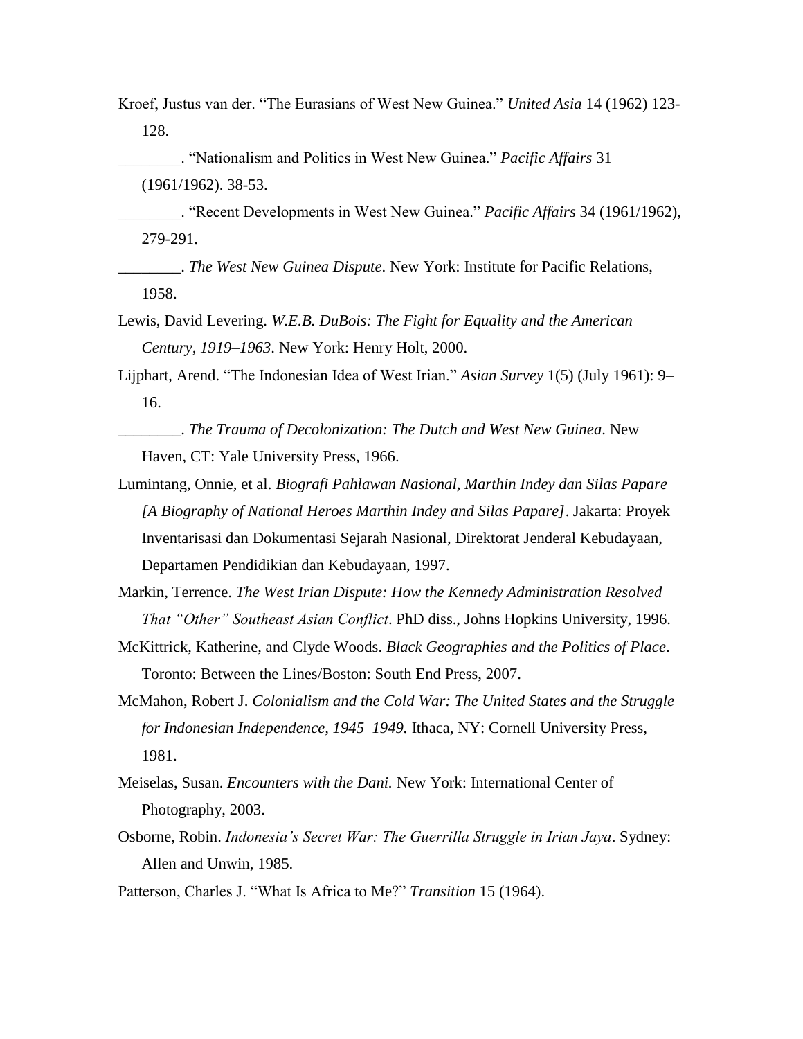Kroef, Justus van der. "The Eurasians of West New Guinea." *United Asia* 14 (1962) 123-128.

________. "Nationalism and Politics in West New Guinea." *Pacific Affairs* 31 (1961/1962). 38-53.

________. "Recent Developments in West New Guinea." *Pacific Affairs* 34 (1961/1962), 279-291.

________. *The West New Guinea Dispute*. New York: Institute for Pacific Relations, 1958.

Lewis, David Levering. *W.E.B. DuBois: The Fight for Equality and the American Century, 1919–1963*. New York: Henry Holt, 2000.

Lijphart, Arend. "The Indonesian Idea of West Irian." *Asian Survey* 1(5) (July 1961): 9–16.

________. *The Trauma of Decolonization: The Dutch and West New Guinea*. New Haven, CT: Yale University Press, 1966.

Lumintang, Onnie, et al. *Biografi Pahlawan Nasional, Marthin Indey dan Silas Papare [A Biography of National Heroes Marthin Indey and Silas Papare]*. Jakarta: Proyek Inventarisasi dan Dokumentasi Sejarah Nasional, Direktorat Jenderal Kebudayaan, Departamen Pendidikian dan Kebudayaan, 1997.

Markin, Terrence. *The West Irian Dispute: How the Kennedy Administration Resolved That "Other" Southeast Asian Conflict*. PhD diss., Johns Hopkins University, 1996.

McKittrick, Katherine, and Clyde Woods. *Black Geographies and the Politics of Place*. Toronto: Between the Lines/Boston: South End Press, 2007.

McMahon, Robert J. *Colonialism and the Cold War: The United States and the Struggle for Indonesian Independence, 1945–1949.* Ithaca, NY: Cornell University Press, 1981.

Meiselas, Susan. *Encounters with the Dani.* New York: International Center of Photography, 2003.

Osborne, Robin. *Indonesia's Secret War: The Guerrilla Struggle in Irian Jaya*. Sydney: Allen and Unwin, 1985.

Patterson, Charles J. "What Is Africa to Me?" *Transition* 15 (1964).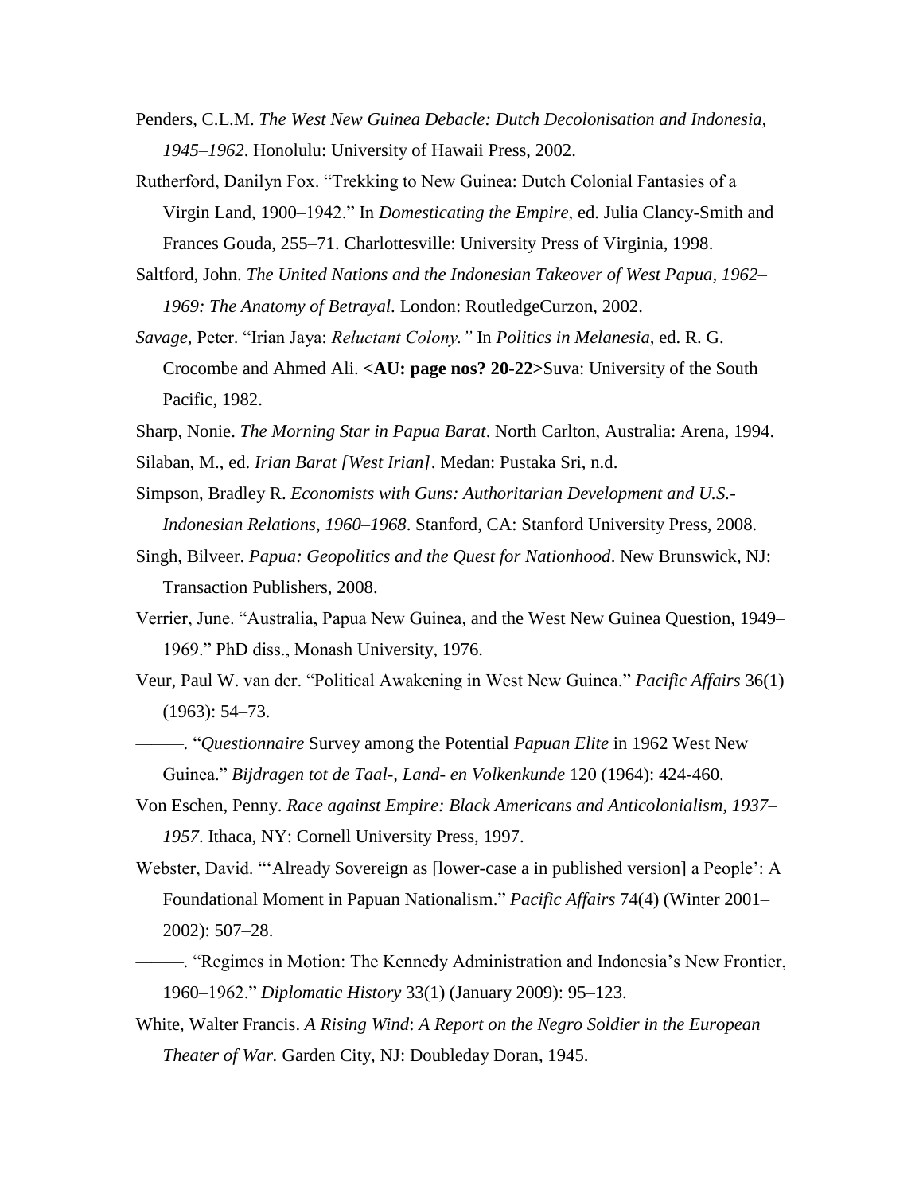Penders, C.L.M. *The West New Guinea Debacle: Dutch Decolonisation and Indonesia, 1945–1962*. Honolulu: University of Hawaii Press, 2002.

Rutherford, Danilyn Fox. "Trekking to New Guinea: Dutch Colonial Fantasies of a Virgin Land, 1900–1942." In *Domesticating the Empire*, ed. Julia Clancy-Smith and Frances Gouda, 255–71. Charlottesville: University Press of Virginia, 1998.

Saltford, John. *The United Nations and the Indonesian Takeover of West Papua, 1962–1969: The Anatomy of Betrayal*. London: RoutledgeCurzon, 2002.

*Savage,* Peter. "Irian Jaya: *Reluctant Colony."* In *Politics in Melanesia,* ed. R. G. Crocombe and Ahmed Ali. **<AU: page nos? 20-22>**Suva: University of the South Pacific, 1982.

Sharp, Nonie. *The Morning Star in Papua Barat*. North Carlton, Australia: Arena, 1994.

Silaban, M., ed. *Irian Barat [West Irian]*. Medan: Pustaka Sri, n.d.

Simpson, Bradley R. *Economists with Guns: Authoritarian Development and U.S.-Indonesian Relations, 1960–1968*. Stanford, CA: Stanford University Press, 2008.

Singh, Bilveer. *Papua: Geopolitics and the Quest for Nationhood*. New Brunswick, NJ: Transaction Publishers, 2008.

Verrier, June. "Australia, Papua New Guinea, and the West New Guinea Question, 1949–1969." PhD diss., Monash University, 1976.

Veur, Paul W. van der. "Political Awakening in West New Guinea." *Pacific Affairs* 36(1) (1963): 54–73.

———. "*Questionnaire* Survey among the Potential *Papuan Elite* in 1962 West New Guinea." *Bijdragen tot de Taal-, Land- en Volkenkunde* 120 (1964): 424-460.

Von Eschen, Penny. *Race against Empire: Black Americans and Anticolonialism, 1937–1957*. Ithaca, NY: Cornell University Press, 1997.

Webster, David. "'Already Sovereign as [lower-case a in published version] a People': A Foundational Moment in Papuan Nationalism." *Pacific Affairs* 74(4) (Winter 2001–2002): 507–28.

———. "Regimes in Motion: The Kennedy Administration and Indonesia's New Frontier, 1960–1962." *Diplomatic History* 33(1) (January 2009): 95–123.

White, Walter Francis. *A Rising Wind*: *A Report on the Negro Soldier in the European Theater of War.* Garden City, NJ: Doubleday Doran, 1945.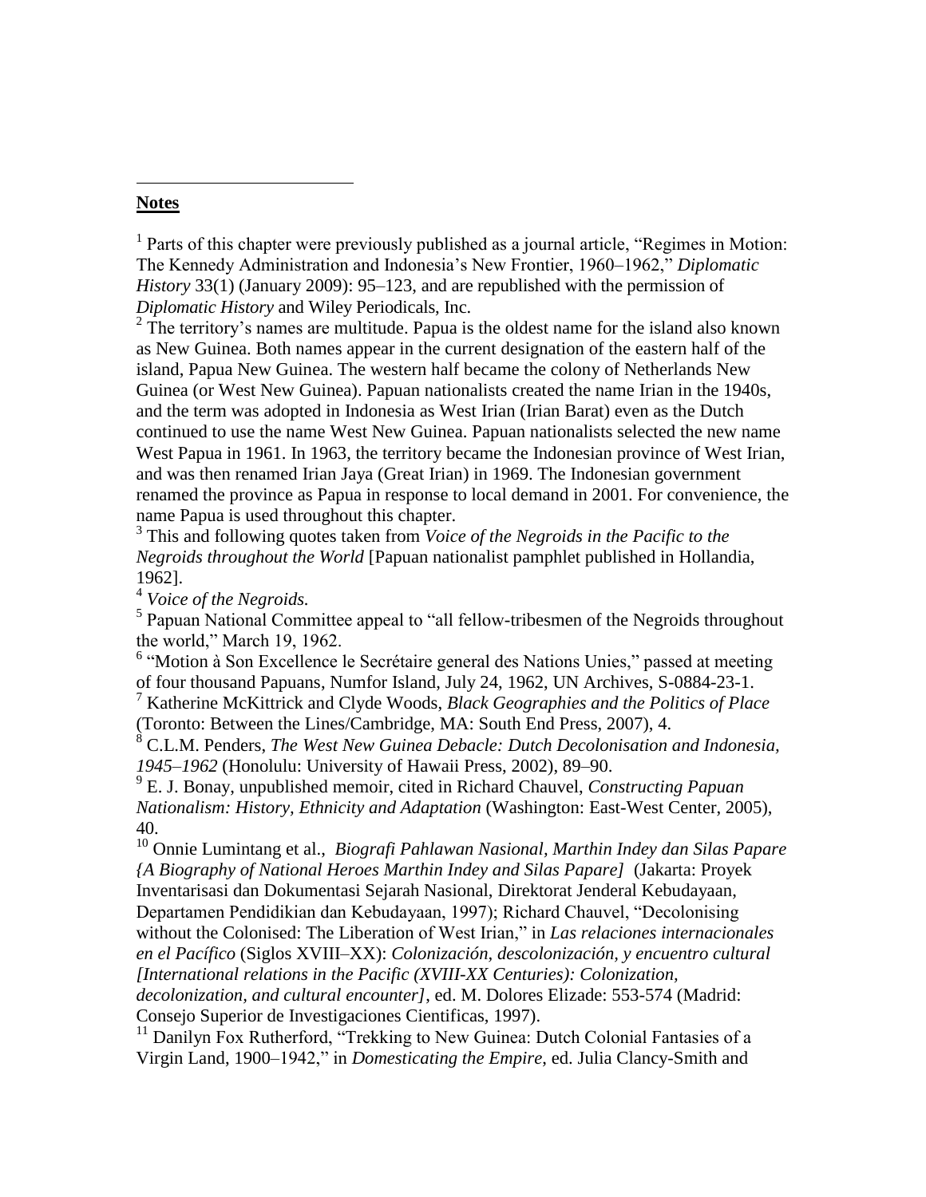## **Notes**

[1] Parts of this chapter were previously published as a journal article, "Regimes in Motion: The Kennedy Administration and Indonesia's New Frontier, 1960–1962," *Diplomatic History* 33(1) (January 2009): 95–123, and are republished with the permission of *Diplomatic History* and Wiley Periodicals, Inc.

[2] The territory's names are multitude. Papua is the oldest name for the island also known as New Guinea. Both names appear in the current designation of the eastern half of the island, Papua New Guinea. The western half became the colony of Netherlands New Guinea (or West New Guinea). Papuan nationalists created the name Irian in the 1940s, and the term was adopted in Indonesia as West Irian (Irian Barat) even as the Dutch continued to use the name West New Guinea. Papuan nationalists selected the new name West Papua in 1961. In 1963, the territory became the Indonesian province of West Irian, and was then renamed Irian Jaya (Great Irian) in 1969. The Indonesian government renamed the province as Papua in response to local demand in 2001. For convenience, the name Papua is used throughout this chapter.

[3] This and following quotes taken from *Voice of the Negroids in the Pacific to the Negroids throughout the World* [Papuan nationalist pamphlet published in Hollandia, 1962].

[4] *Voice of the Negroids.*

[5] Papuan National Committee appeal to "all fellow-tribesmen of the Negroids throughout the world," March 19, 1962.

[6] "Motion à Son Excellence le Secrétaire general des Nations Unies," passed at meeting of four thousand Papuans, Numfor Island, July 24, 1962, UN Archives, S-0884-23-1.

[7] Katherine McKittrick and Clyde Woods, *Black Geographies and the Politics of Place* (Toronto: Between the Lines/Cambridge, MA: South End Press, 2007), 4.

[8] C.L.M. Penders, *The West New Guinea Debacle: Dutch Decolonisation and Indonesia, 1945–1962* (Honolulu: University of Hawaii Press, 2002), 89–90.

[9] E. J. Bonay, unpublished memoir, cited in Richard Chauvel, *Constructing Papuan Nationalism: History, Ethnicity and Adaptation* (Washington: East-West Center, 2005), 40.

[10] Onnie Lumintang et al., *Biografi Pahlawan Nasional, Marthin Indey dan Silas Papare {A Biography of National Heroes Marthin Indey and Silas Papare]* (Jakarta: Proyek Inventarisasi dan Dokumentasi Sejarah Nasional, Direktorat Jenderal Kebudayaan, Departamen Pendidikian dan Kebudayaan, 1997); Richard Chauvel, "Decolonising without the Colonised: The Liberation of West Irian," in *Las relaciones internacionales en el Pacífico* (Siglos XVIII–XX): *Colonización, descolonización, y encuentro cultural [International relations in the Pacific (XVIII-XX Centuries): Colonization, decolonization, and cultural encounter]*, ed. M. Dolores Elizade: 553-574 (Madrid: Consejo Superior de Investigaciones Cientificas, 1997).

[11] Danilyn Fox Rutherford, "Trekking to New Guinea: Dutch Colonial Fantasies of a Virgin Land, 1900–1942," in *Domesticating the Empire*, ed. Julia Clancy-Smith and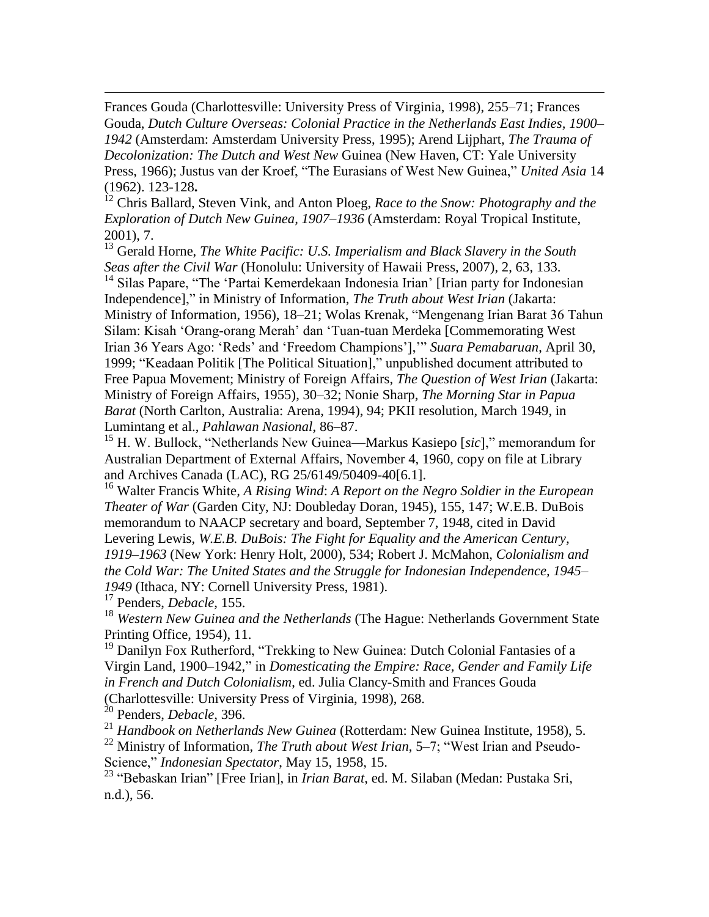Frances Gouda (Charlottesville: University Press of Virginia, 1998), 255–71; Frances Gouda, *Dutch Culture Overseas: Colonial Practice in the Netherlands East Indies, 1900–1942* (Amsterdam: Amsterdam University Press, 1995); Arend Lijphart, *The Trauma of Decolonization: The Dutch and West New* Guinea (New Haven, CT: Yale University Press, 1966); Justus van der Kroef, "The Eurasians of West New Guinea," *United Asia* 14 (1962). 123-128**.**

[12] Chris Ballard, Steven Vink, and Anton Ploeg, *Race to the Snow: Photography and the Exploration of Dutch New Guinea, 1907–1936* (Amsterdam: Royal Tropical Institute, 2001), 7.

[13] Gerald Horne, *The White Pacific: U.S. Imperialism and Black Slavery in the South Seas after the Civil War* (Honolulu: University of Hawaii Press, 2007), 2, 63, 133.

[14] Silas Papare, "The 'Partai Kemerdekaan Indonesia Irian' [Irian party for Indonesian Independence]," in Ministry of Information, *The Truth about West Irian* (Jakarta: Ministry of Information, 1956), 18–21; Wolas Krenak, "Mengenang Irian Barat 36 Tahun Silam: Kisah 'Orang-orang Merah' dan 'Tuan-tuan Merdeka [Commemorating West Irian 36 Years Ago: 'Reds' and 'Freedom Champions'],'" *Suara Pemabaruan*, April 30, 1999; "Keadaan Politik [The Political Situation]," unpublished document attributed to Free Papua Movement; Ministry of Foreign Affairs, *The Question of West Irian* (Jakarta: Ministry of Foreign Affairs, 1955), 30–32; Nonie Sharp, *The Morning Star in Papua Barat* (North Carlton, Australia: Arena, 1994), 94; PKII resolution, March 1949, in Lumintang et al., *Pahlawan Nasional*, 86–87.

[15] H. W. Bullock, "Netherlands New Guinea—Markus Kasiepo [*sic*]," memorandum for Australian Department of External Affairs, November 4, 1960, copy on file at Library and Archives Canada (LAC), RG 25/6149/50409-40[6.1].

[16] Walter Francis White, *A Rising Wind*: *A Report on the Negro Soldier in the European Theater of War* (Garden City, NJ: Doubleday Doran, 1945), 155, 147; W.E.B. DuBois memorandum to NAACP secretary and board, September 7, 1948, cited in David Levering Lewis, *W.E.B. DuBois: The Fight for Equality and the American Century, 1919–1963* (New York: Henry Holt, 2000), 534; Robert J. McMahon, *Colonialism and the Cold War: The United States and the Struggle for Indonesian Independence, 1945–1949* (Ithaca, NY: Cornell University Press, 1981).

[17] Penders, *Debacle*, 155.

[18] *Western New Guinea and the Netherlands* (The Hague: Netherlands Government State Printing Office, 1954), 11.

[19] Danilyn Fox Rutherford, "Trekking to New Guinea: Dutch Colonial Fantasies of a Virgin Land, 1900–1942," in *Domesticating the Empire: Race, Gender and Family Life in French and Dutch Colonialism*, ed. Julia Clancy-Smith and Frances Gouda (Charlottesville: University Press of Virginia, 1998), 268.

[20] Penders, *Debacle*, 396.

[21] *Handbook on Netherlands New Guinea* (Rotterdam: New Guinea Institute, 1958), 5.

[22] Ministry of Information, *The Truth about West Irian*, 5–7; "West Irian and Pseudo-Science," *Indonesian Spectator*, May 15, 1958, 15.

[23] "Bebaskan Irian" [Free Irian], in *Irian Barat*, ed. M. Silaban (Medan: Pustaka Sri, n.d.), 56.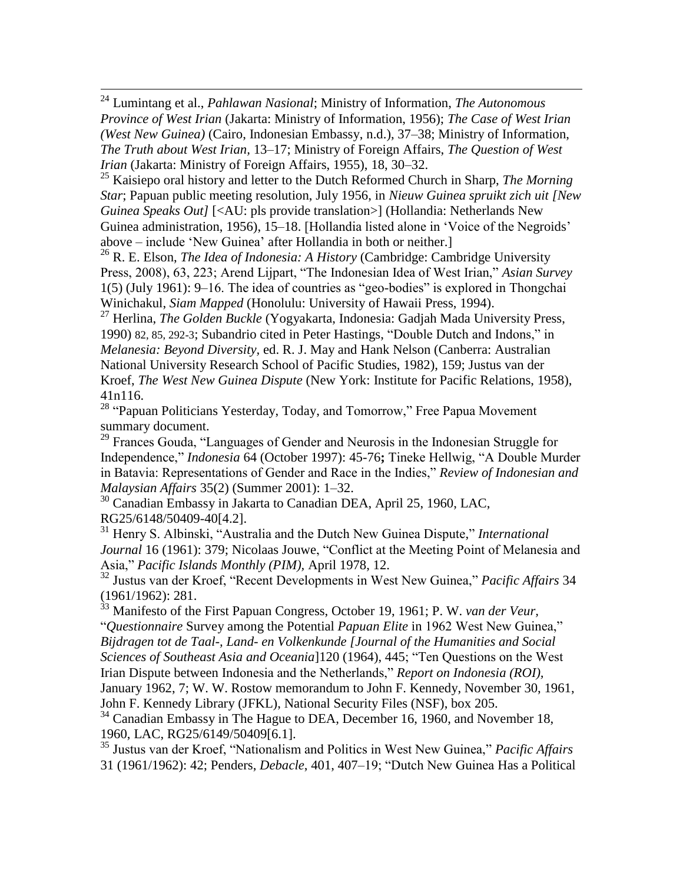[24] Lumintang et al., *Pahlawan Nasional*; Ministry of Information, *The Autonomous Province of West Irian* (Jakarta: Ministry of Information, 1956); *The Case of West Irian (West New Guinea)* (Cairo, Indonesian Embassy, n.d.), 37–38; Ministry of Information, *The Truth about West Irian*, 13–17; Ministry of Foreign Affairs, *The Question of West Irian* (Jakarta: Ministry of Foreign Affairs, 1955), 18, 30–32.

[25] Kaisiepo oral history and letter to the Dutch Reformed Church in Sharp, *The Morning Star*; Papuan public meeting resolution, July 1956, in *Nieuw Guinea spruikt zich uit [New Guinea Speaks Out]* [<AU: pls provide translation>] (Hollandia: Netherlands New Guinea administration, 1956), 15–18. [Hollandia listed alone in 'Voice of the Negroids' above – include 'New Guinea' after Hollandia in both or neither.]

[26] R. E. Elson, *The Idea of Indonesia: A History* (Cambridge: Cambridge University Press, 2008), 63, 223; Arend Lijpart, "The Indonesian Idea of West Irian," *Asian Survey* 1(5) (July 1961): 9–16. The idea of countries as "geo-bodies" is explored in Thongchai Winichakul, *Siam Mapped* (Honolulu: University of Hawaii Press, 1994).

[27] Herlina, *The Golden Buckle* (Yogyakarta, Indonesia: Gadjah Mada University Press, 1990) 82, 85, 292-3; Subandrio cited in Peter Hastings, "Double Dutch and Indons," in *Melanesia: Beyond Diversity*, ed. R. J. May and Hank Nelson (Canberra: Australian National University Research School of Pacific Studies, 1982), 159; Justus van der Kroef, *The West New Guinea Dispute* (New York: Institute for Pacific Relations, 1958), 41n116.

[28] "Papuan Politicians Yesterday, Today, and Tomorrow," Free Papua Movement summary document.

[29] Frances Gouda, "Languages of Gender and Neurosis in the Indonesian Struggle for Independence," *Indonesia* 64 (October 1997): 45-76**;** Tineke Hellwig, "A Double Murder in Batavia: Representations of Gender and Race in the Indies," *Review of Indonesian and Malaysian Affairs* 35(2) (Summer 2001): 1–32.

[30] Canadian Embassy in Jakarta to Canadian DEA, April 25, 1960, LAC, RG25/6148/50409-40[4.2].

[31] Henry S. Albinski, "Australia and the Dutch New Guinea Dispute," *International Journal* 16 (1961): 379; Nicolaas Jouwe, "Conflict at the Meeting Point of Melanesia and Asia," *Pacific Islands Monthly (PIM)*, April 1978, 12.

[32] Justus van der Kroef, "Recent Developments in West New Guinea," *Pacific Affairs* 34 (1961/1962): 281.

[33] Manifesto of the First Papuan Congress, October 19, 1961; P. W. *van der Veur*, "*Questionnaire* Survey among the Potential *Papuan Elite* in 1962 West New Guinea," *Bijdragen tot de Taal-, Land- en Volkenkunde [Journal of the Humanities and Social Sciences of Southeast Asia and Oceania*]120 (1964), 445; "Ten Questions on the West Irian Dispute between Indonesia and the Netherlands," *Report on Indonesia (ROI)*, January 1962, 7; W. W. Rostow memorandum to John F. Kennedy, November 30, 1961, John F. Kennedy Library (JFKL), National Security Files (NSF), box 205.

[34] Canadian Embassy in The Hague to DEA, December 16, 1960, and November 18, 1960, LAC, RG25/6149/50409[6.1].

[35] Justus van der Kroef, "Nationalism and Politics in West New Guinea," *Pacific Affairs* 31 (1961/1962): 42; Penders, *Debacle*, 401, 407–19; "Dutch New Guinea Has a Political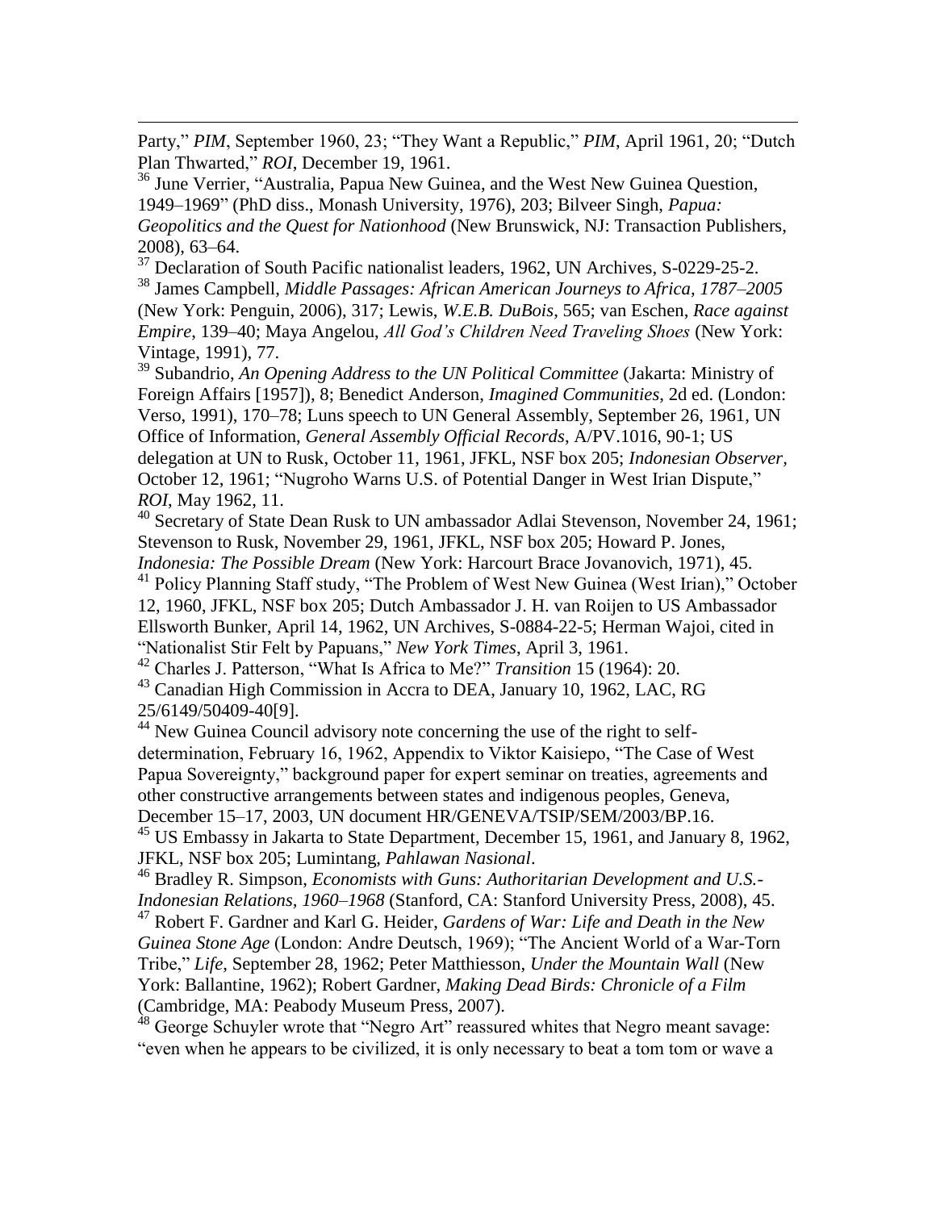Party," *PIM*, September 1960, 23; "They Want a Republic," *PIM*, April 1961, 20; "Dutch Plan Thwarted," *ROI*, December 19, 1961.

[36] June Verrier, "Australia, Papua New Guinea, and the West New Guinea Question, 1949–1969" (PhD diss., Monash University, 1976), 203; Bilveer Singh, *Papua: Geopolitics and the Quest for Nationhood* (New Brunswick, NJ: Transaction Publishers, 2008), 63–64.

[37] Declaration of South Pacific nationalist leaders, 1962, UN Archives, S-0229-25-2.

[38] James Campbell, *Middle Passages: African American Journeys to Africa, 1787–2005* (New York: Penguin, 2006), 317; Lewis, *W.E.B. DuBois*, 565; van Eschen, *Race against Empire*, 139–40; Maya Angelou, *All God's Children Need Traveling Shoes* (New York: Vintage, 1991), 77.

[39] Subandrio, *An Opening Address to the UN Political Committee* (Jakarta: Ministry of Foreign Affairs [1957]), 8; Benedict Anderson, *Imagined Communities*, 2d ed. (London: Verso, 1991), 170–78; Luns speech to UN General Assembly, September 26, 1961, UN Office of Information, *General Assembly Official Records*, A/PV.1016, 90-1; US delegation at UN to Rusk, October 11, 1961, JFKL, NSF box 205; *Indonesian Observer*, October 12, 1961; "Nugroho Warns U.S. of Potential Danger in West Irian Dispute," *ROI*, May 1962, 11.

[40] Secretary of State Dean Rusk to UN ambassador Adlai Stevenson, November 24, 1961; Stevenson to Rusk, November 29, 1961, JFKL, NSF box 205; Howard P. Jones, *Indonesia: The Possible Dream* (New York: Harcourt Brace Jovanovich, 1971), 45.

[41] Policy Planning Staff study, "The Problem of West New Guinea (West Irian)," October 12, 1960, JFKL, NSF box 205; Dutch Ambassador J. H. van Roijen to US Ambassador Ellsworth Bunker, April 14, 1962, UN Archives, S-0884-22-5; Herman Wajoi, cited in "Nationalist Stir Felt by Papuans," *New York Times*, April 3, 1961.

[42] Charles J. Patterson, "What Is Africa to Me?" *Transition* 15 (1964): 20.

[43] Canadian High Commission in Accra to DEA, January 10, 1962, LAC, RG 25/6149/50409-40[9].

[44] New Guinea Council advisory note concerning the use of the right to self-determination, February 16, 1962, Appendix to Viktor Kaisiepo, "The Case of West Papua Sovereignty," background paper for expert seminar on treaties, agreements and other constructive arrangements between states and indigenous peoples, Geneva, December 15–17, 2003, UN document HR/GENEVA/TSIP/SEM/2003/BP.16.

[45] US Embassy in Jakarta to State Department, December 15, 1961, and January 8, 1962, JFKL, NSF box 205; Lumintang, *Pahlawan Nasional*.

[46] Bradley R. Simpson, *Economists with Guns: Authoritarian Development and U.S.-Indonesian Relations, 1960–1968* (Stanford, CA: Stanford University Press, 2008), 45.

[47] Robert F. Gardner and Karl G. Heider, *Gardens of War: Life and Death in the New Guinea Stone Age* (London: Andre Deutsch, 1969); "The Ancient World of a War-Torn Tribe," *Life*, September 28, 1962; Peter Matthiesson, *Under the Mountain Wall* (New York: Ballantine, 1962); Robert Gardner, *Making Dead Birds: Chronicle of a Film* (Cambridge, MA: Peabody Museum Press, 2007).

[48] George Schuyler wrote that "Negro Art" reassured whites that Negro meant savage: "even when he appears to be civilized, it is only necessary to beat a tom tom or wave a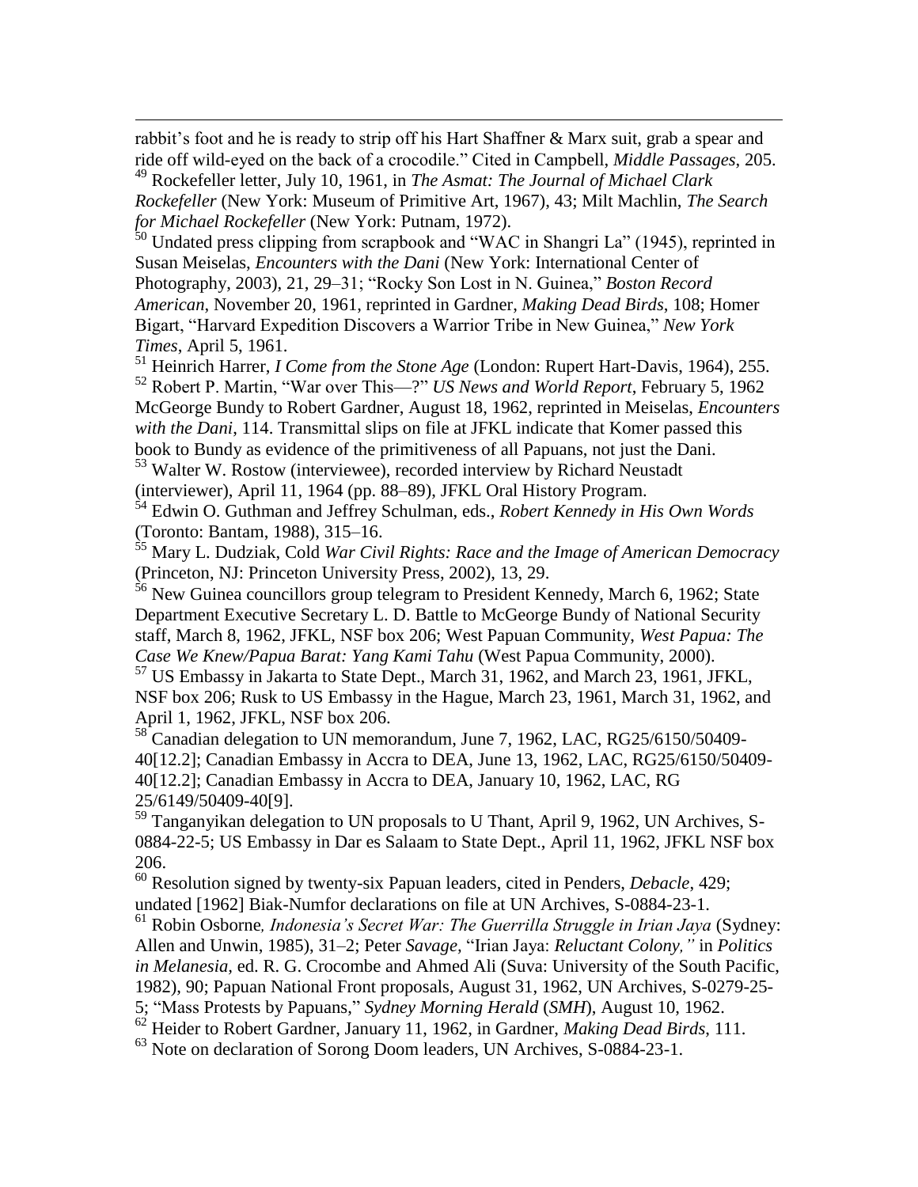rabbit's foot and he is ready to strip off his Hart Shaffner & Marx suit, grab a spear and ride off wild-eyed on the back of a crocodile." Cited in Campbell, *Middle Passages*, 205.

[49] Rockefeller letter, July 10, 1961, in *The Asmat: The Journal of Michael Clark Rockefeller* (New York: Museum of Primitive Art, 1967), 43; Milt Machlin, *The Search for Michael Rockefeller* (New York: Putnam, 1972).

[50] Undated press clipping from scrapbook and "WAC in Shangri La" (1945), reprinted in Susan Meiselas, *Encounters with the Dani* (New York: International Center of Photography, 2003), 21, 29–31; "Rocky Son Lost in N. Guinea," *Boston Record American*, November 20, 1961, reprinted in Gardner, *Making Dead Birds*, 108; Homer Bigart, "Harvard Expedition Discovers a Warrior Tribe in New Guinea," *New York Times*, April 5, 1961.

[51] Heinrich Harrer, *I Come from the Stone Age* (London: Rupert Hart-Davis, 1964), 255.

[52] Robert P. Martin, "War over This—?" *US News and World Report*, February 5, 1962 McGeorge Bundy to Robert Gardner, August 18, 1962, reprinted in Meiselas, *Encounters with the Dani*, 114. Transmittal slips on file at JFKL indicate that Komer passed this book to Bundy as evidence of the primitiveness of all Papuans, not just the Dani.

[53] Walter W. Rostow (interviewee), recorded interview by Richard Neustadt (interviewer), April 11, 1964 (pp. 88–89), JFKL Oral History Program.

[54] Edwin O. Guthman and Jeffrey Schulman, eds., *Robert Kennedy in His Own Words* (Toronto: Bantam, 1988), 315–16.

[55] Mary L. Dudziak, Cold *War Civil Rights: Race and the Image of American Democracy* (Princeton, NJ: Princeton University Press, 2002), 13, 29.

[56] New Guinea councillors group telegram to President Kennedy, March 6, 1962; State Department Executive Secretary L. D. Battle to McGeorge Bundy of National Security staff, March 8, 1962, JFKL, NSF box 206; West Papuan Community, *West Papua: The Case We Knew/Papua Barat: Yang Kami Tahu* (West Papua Community, 2000).

[57] US Embassy in Jakarta to State Dept., March 31, 1962, and March 23, 1961, JFKL, NSF box 206; Rusk to US Embassy in the Hague, March 23, 1961, March 31, 1962, and April 1, 1962, JFKL, NSF box 206.

[58] Canadian delegation to UN memorandum, June 7, 1962, LAC, RG25/6150/50409-40[12.2]; Canadian Embassy in Accra to DEA, June 13, 1962, LAC, RG25/6150/50409-40[12.2]; Canadian Embassy in Accra to DEA, January 10, 1962, LAC, RG 25/6149/50409-40[9].

[59] Tanganyikan delegation to UN proposals to U Thant, April 9, 1962, UN Archives, S-0884-22-5; US Embassy in Dar es Salaam to State Dept., April 11, 1962, JFKL NSF box 206.

[60] Resolution signed by twenty-six Papuan leaders, cited in Penders, *Debacle*, 429; undated [1962] Biak-Numfor declarations on file at UN Archives, S-0884-23-1.

[61] Robin Osborne*, Indonesia's Secret War: The Guerrilla Struggle in Irian Jaya* (Sydney: Allen and Unwin, 1985), 31–2; Peter *Savage*, "Irian Jaya: *Reluctant Colony,"* in *Politics in Melanesia*, ed. R. G. Crocombe and Ahmed Ali (Suva: University of the South Pacific, 1982), 90; Papuan National Front proposals, August 31, 1962, UN Archives, S-0279-25-5; "Mass Protests by Papuans," *Sydney Morning Herald* (*SMH*), August 10, 1962.

[62] Heider to Robert Gardner, January 11, 1962, in Gardner, *Making Dead Birds*, 111.

[63] Note on declaration of Sorong Doom leaders, UN Archives, S-0884-23-1.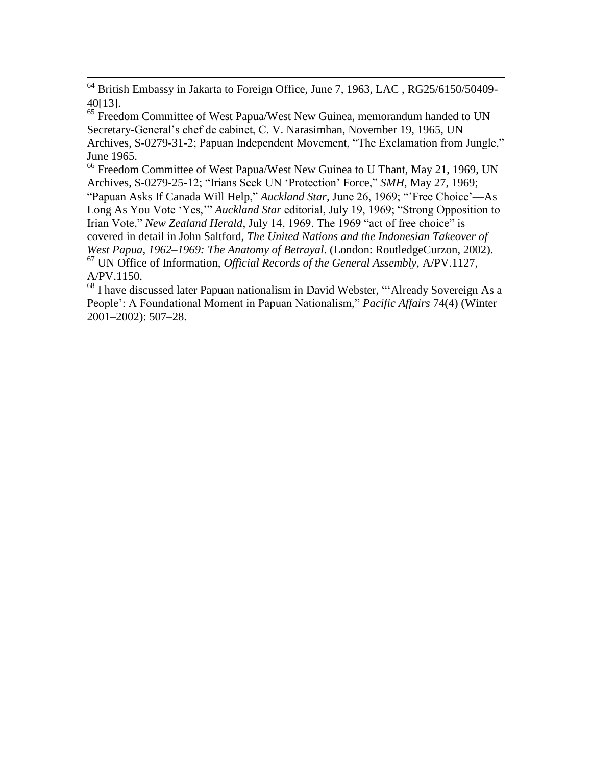[64] British Embassy in Jakarta to Foreign Office, June 7, 1963, LAC , RG25/6150/50409-40[13].

[65] Freedom Committee of West Papua/West New Guinea, memorandum handed to UN Secretary-General's chef de cabinet, C. V. Narasimhan, November 19, 1965, UN Archives, S-0279-31-2; Papuan Independent Movement, "The Exclamation from Jungle," June 1965.

[66] Freedom Committee of West Papua/West New Guinea to U Thant, May 21, 1969, UN Archives, S-0279-25-12; "Irians Seek UN 'Protection' Force," *SMH*, May 27, 1969; "Papuan Asks If Canada Will Help," *Auckland Star*, June 26, 1969; "'Free Choice'—As Long As You Vote 'Yes,'" *Auckland Star* editorial, July 19, 1969; "Strong Opposition to Irian Vote," *New Zealand Herald*, July 14, 1969. The 1969 "act of free choice" is covered in detail in John Saltford, *The United Nations and the Indonesian Takeover of West Papua, 1962–1969: The Anatomy of Betrayal*. (London: RoutledgeCurzon, 2002).

[67] UN Office of Information, *Official Records of the General Assembly,* A/PV.1127, A/PV.1150.

[68] I have discussed later Papuan nationalism in David Webster, "'Already Sovereign As a People': A Foundational Moment in Papuan Nationalism," *Pacific Affairs* 74(4) (Winter 2001–2002): 507–28.